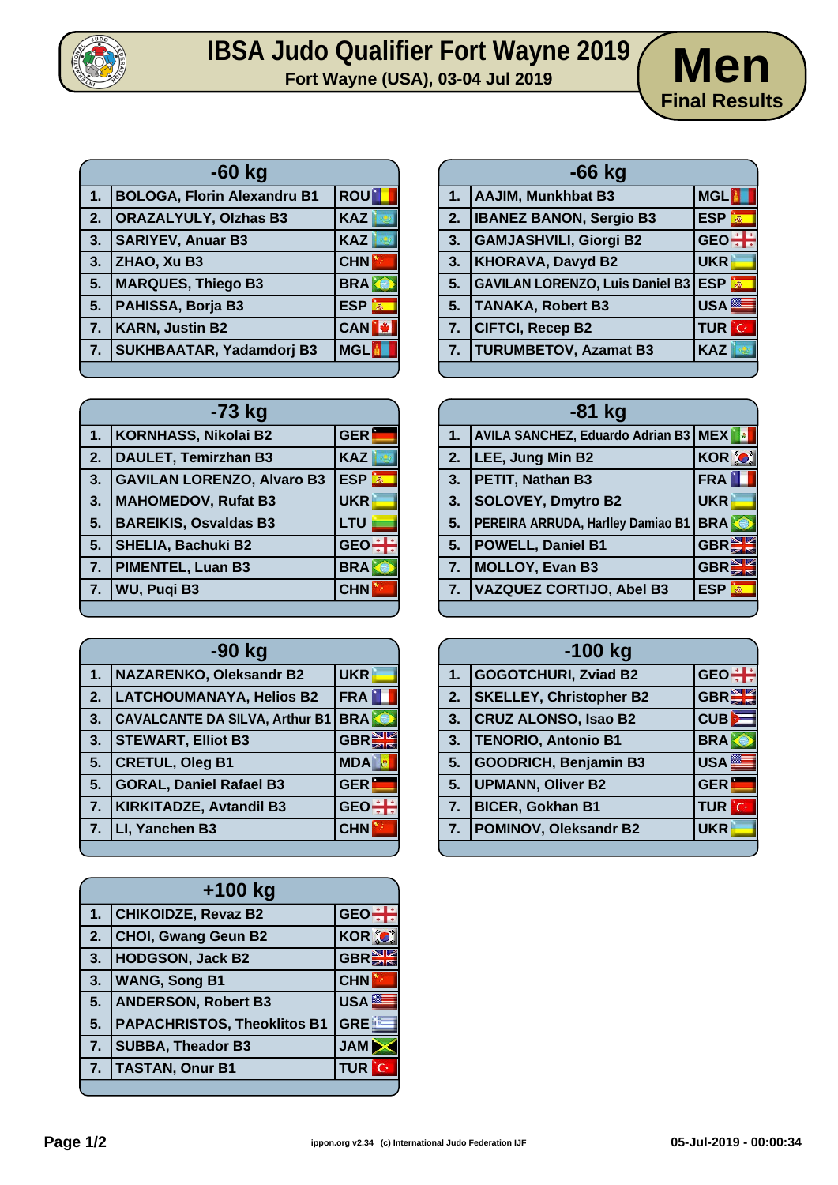# IBSA Judo Qualifier Fort Wayne 2019

Fort Wayne (USA), 03-04 Jul 2019

## Men

Final Results

| -60 kg | | |
|---|---|---|
| 1. | BOLOGA, Florin Alexandru B1 | ROU |
| 2. | ORAZALYULY, Olzhas B3 | KAZ |
| 3. | SARIYEV, Anuar B3 | KAZ |
| 3. | ZHAO, Xu B3 | CHN |
| 5. | MARQUES, Thiego B3 | BRA |
| 5. | PAHISSA, Borja B3 | ESP |
| 7. | KARN, Justin B2 | CAN |
| 7. | SUKHBAATAR, Yadamdorj B3 | MGL |

| -66 kg | | |
|---|---|---|
| 1. | AAJIM, Munkhbat B3 | MGL |
| 2. | IBANEZ BANON, Sergio B3 | ESP |
| 3. | GAMJASHVILI, Giorgi B2 | GEO |
| 3. | KHORAVA, Davyd B2 | UKR |
| 5. | GAVILAN LORENZO, Luis Daniel B3 | ESP |
| 5. | TANAKA, Robert B3 | USA |
| 7. | CIFTCI, Recep B2 | TUR |
| 7. | TURUMBETOV, Azamat B3 | KAZ |

| -73 kg | | |
|---|---|---|
| 1. | KORNHASS, Nikolai B2 | GER |
| 2. | DAULET, Temirzhan B3 | KAZ |
| 3. | GAVILAN LORENZO, Alvaro B3 | ESP |
| 3. | MAHOMEDOV, Rufat B3 | UKR |
| 5. | BAREIKIS, Osvaldas B3 | LTU |
| 5. | SHELIA, Bachuki B2 | GEO |
| 7. | PIMENTEL, Luan B3 | BRA |
| 7. | WU, Puqi B3 | CHN |

| -81 kg | | |
|---|---|---|
| 1. | AVILA SANCHEZ, Eduardo Adrian B3 | MEX |
| 2. | LEE, Jung Min B2 | KOR |
| 3. | PETIT, Nathan B3 | FRA |
| 3. | SOLOVEY, Dmytro B2 | UKR |
| 5. | PEREIRA ARRUDA, Harlley Damiao B1 | BRA |
| 5. | POWELL, Daniel B1 | GBR |
| 7. | MOLLOY, Evan B3 | GBR |
| 7. | VAZQUEZ CORTIJO, Abel B3 | ESP |

| -90 kg | | |
|---|---|---|
| 1. | NAZARENKO, Oleksandr B2 | UKR |
| 2. | LATCHOUMANAYA, Helios B2 | FRA |
| 3. | CAVALCANTE DA SILVA, Arthur B1 | BRA |
| 3. | STEWART, Elliot B3 | GBR |
| 5. | CRETUL, Oleg B1 | MDA |
| 5. | GORAL, Daniel Rafael B3 | GER |
| 7. | KIRKITADZE, Avtandil B3 | GEO |
| 7. | LI, Yanchen B3 | CHN |

| -100 kg | | |
|---|---|---|
| 1. | GOGOTCHURI, Zviad B2 | GEO |
| 2. | SKELLEY, Christopher B2 | GBR |
| 3. | CRUZ ALONSO, Isao B2 | CUB |
| 3. | TENORIO, Antonio B1 | BRA |
| 5. | GOODRICH, Benjamin B3 | USA |
| 5. | UPMANN, Oliver B2 | GER |
| 7. | BICER, Gokhan B1 | TUR |
| 7. | POMINOV, Oleksandr B2 | UKR |

| +100 kg | | |
|---|---|---|
| 1. | CHIKOIDZE, Revaz B2 | GEO |
| 2. | CHOI, Gwang Geun B2 | KOR |
| 3. | HODGSON, Jack B2 | GBR |
| 3. | WANG, Song B1 | CHN |
| 5. | ANDERSON, Robert B3 | USA |
| 5. | PAPACHRISTOS, Theoklitos B1 | GRE |
| 7. | SUBBA, Theador B3 | JAM |
| 7. | TASTAN, Onur B1 | TUR |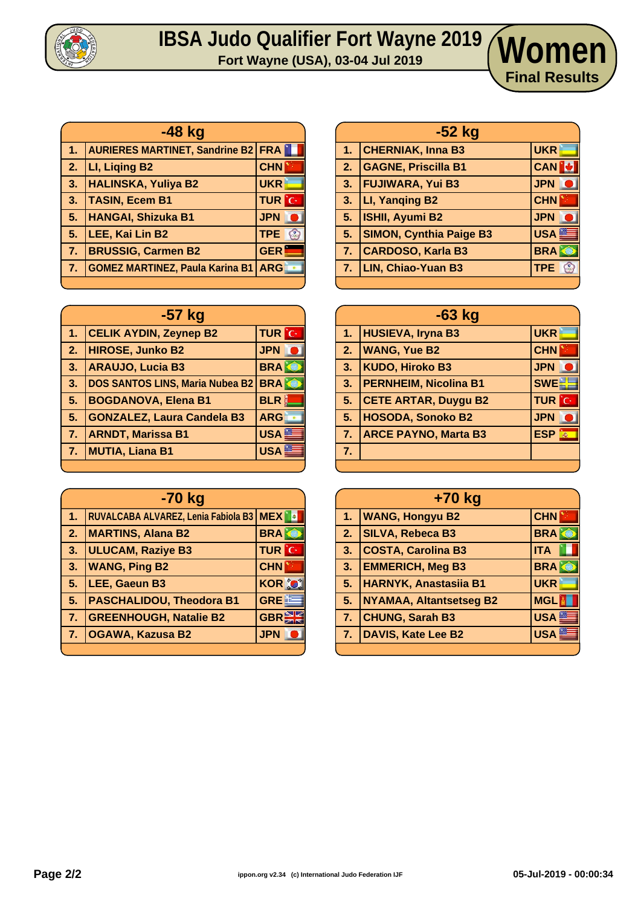# IBSA Judo Qualifier Fort Wayne 2019

**Fort Wayne (USA), 03-04 Jul 2019**

## Women

**Final Results**

| -48 kg | | |
|---|---|---|
| 1. | AURIERES MARTINET, Sandrine B2 | FRA |
| 2. | LI, Liqing B2 | CHN |
| 3. | HALINSKA, Yuliya B2 | UKR |
| 3. | TASIN, Ecem B1 | TUR |
| 5. | HANGAI, Shizuka B1 | JPN |
| 5. | LEE, Kai Lin B2 | TPE |
| 7. | BRUSSIG, Carmen B2 | GER |
| 7. | GOMEZ MARTINEZ, Paula Karina B1 | ARG |

| -52 kg | | |
|---|---|---|
| 1. | CHERNIAK, Inna B3 | UKR |
| 2. | GAGNE, Priscilla B1 | CAN |
| 3. | FUJIWARA, Yui B3 | JPN |
| 3. | LI, Yanqing B2 | CHN |
| 5. | ISHII, Ayumi B2 | JPN |
| 5. | SIMON, Cynthia Paige B3 | USA |
| 7. | CARDOSO, Karla B3 | BRA |
| 7. | LIN, Chiao-Yuan B3 | TPE |

| -57 kg | | |
|---|---|---|
| 1. | CELIK AYDIN, Zeynep B2 | TUR |
| 2. | HIROSE, Junko B2 | JPN |
| 3. | ARAUJO, Lucia B3 | BRA |
| 3. | DOS SANTOS LINS, Maria Nubea B2 | BRA |
| 5. | BOGDANOVA, Elena B1 | BLR |
| 5. | GONZALEZ, Laura Candela B3 | ARG |
| 7. | ARNDT, Marissa B1 | USA |
| 7. | MUTIA, Liana B1 | USA |

| -63 kg | | |
|---|---|---|
| 1. | HUSIEVA, Iryna B3 | UKR |
| 2. | WANG, Yue B2 | CHN |
| 3. | KUDO, Hiroko B3 | JPN |
| 3. | PERNHEIM, Nicolina B1 | SWE |
| 5. | CETE ARTAR, Duygu B2 | TUR |
| 5. | HOSODA, Sonoko B2 | JPN |
| 7. | ARCE PAYNO, Marta B3 | ESP |
| 7. | | |

| -70 kg | | |
|---|---|---|
| 1. | RUVALCABA ALVAREZ, Lenia Fabiola B3 | MEX |
| 2. | MARTINS, Alana B2 | BRA |
| 3. | ULUCAM, Raziye B3 | TUR |
| 3. | WANG, Ping B2 | CHN |
| 5. | LEE, Gaeun B3 | KOR |
| 5. | PASCHALIDOU, Theodora B1 | GRE |
| 7. | GREENHOUGH, Natalie B2 | GBR |
| 7. | OGAWA, Kazusa B2 | JPN |

| +70 kg | | |
|---|---|---|
| 1. | WANG, Hongyu B2 | CHN |
| 2. | SILVA, Rebeca B3 | BRA |
| 3. | COSTA, Carolina B3 | ITA |
| 3. | EMMERICH, Meg B3 | BRA |
| 5. | HARNYK, Anastasiia B1 | UKR |
| 5. | NYAMAA, Altantsetseg B2 | MGL |
| 7. | CHUNG, Sarah B3 | USA |
| 7. | DAVIS, Kate Lee B2 | USA |

ippon.org v2.34 (c) International Judo Federation IJF

05-Jul-2019 - 00:00:34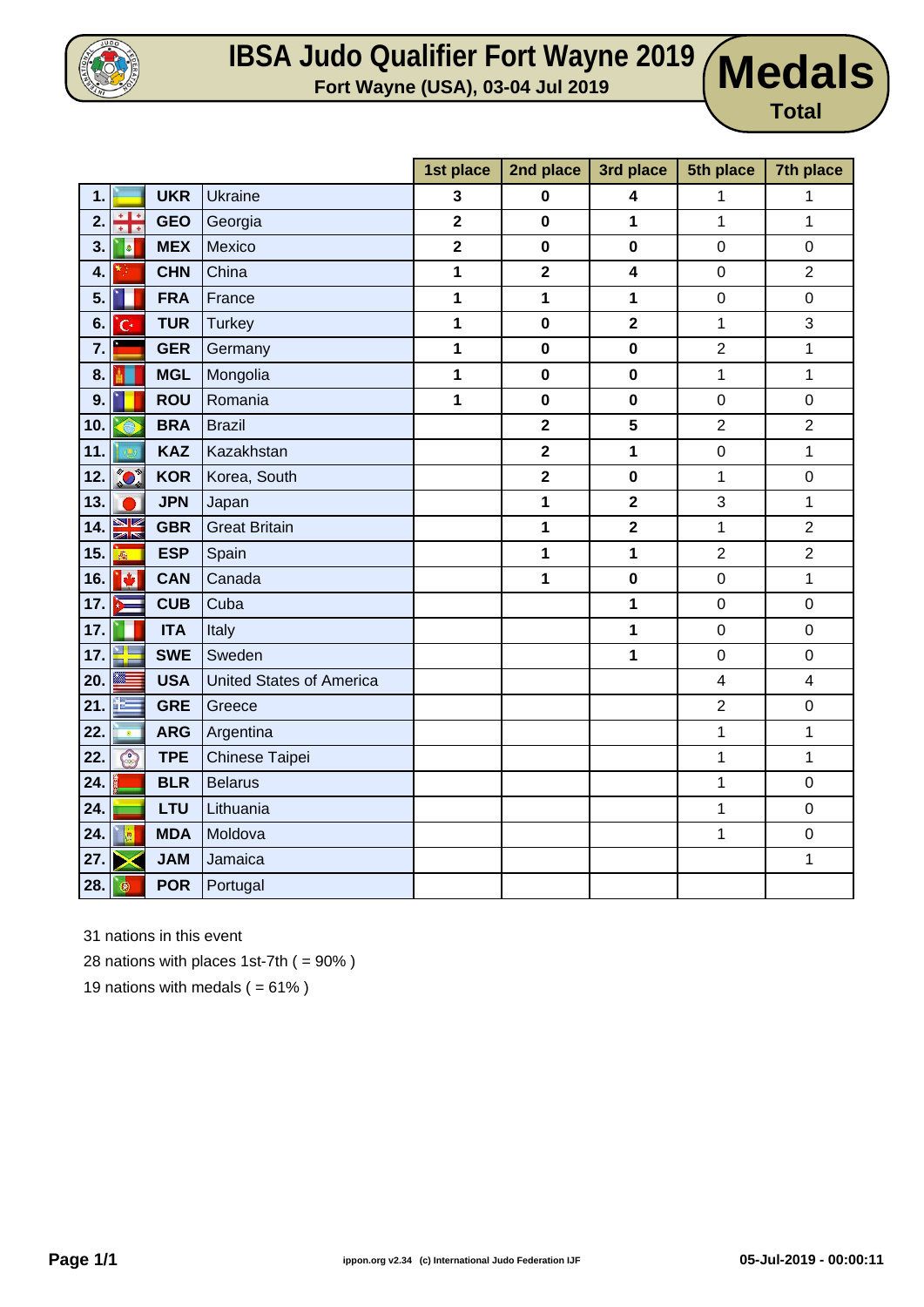# IBSA Judo Qualifier Fort Wayne 2019

**Fort Wayne (USA), 03-04 Jul 2019**

## Medals Total

| Rank | | Code | Nation | 1st place | 2nd place | 3rd place | 5th place | 7th place |
|---|---|---|---|---|---|---|---|---|
| 1. | | UKR | Ukraine | **3** | **0** | **4** | 1 | 1 |
| 2. | | GEO | Georgia | **2** | **0** | **1** | 1 | 1 |
| 3. | | MEX | Mexico | **2** | **0** | **0** | 0 | 0 |
| 4. | | CHN | China | **1** | **2** | **4** | 0 | 2 |
| 5. | | FRA | France | **1** | **1** | **1** | 0 | 0 |
| 6. | | TUR | Turkey | **1** | **0** | **2** | 1 | 3 |
| 7. | | GER | Germany | **1** | **0** | **0** | 2 | 1 |
| 8. | | MGL | Mongolia | **1** | **0** | **0** | 1 | 1 |
| 9. | | ROU | Romania | **1** | **0** | **0** | 0 | 0 |
| 10. | | BRA | Brazil | | **2** | **5** | 2 | 2 |
| 11. | | KAZ | Kazakhstan | | **2** | **1** | 0 | 1 |
| 12. | | KOR | Korea, South | | **2** | **0** | 1 | 0 |
| 13. | | JPN | Japan | | **1** | **2** | 3 | 1 |
| 14. | | GBR | Great Britain | | **1** | **2** | 1 | 2 |
| 15. | | ESP | Spain | | **1** | **1** | 2 | 2 |
| 16. | | CAN | Canada | | **1** | **0** | 0 | 1 |
| 17. | | CUB | Cuba | | | **1** | 0 | 0 |
| 17. | | ITA | Italy | | | **1** | 0 | 0 |
| 17. | | SWE | Sweden | | | **1** | 0 | 0 |
| 20. | | USA | United States of America | | | | 4 | 4 |
| 21. | | GRE | Greece | | | | 2 | 0 |
| 22. | | ARG | Argentina | | | | 1 | 1 |
| 22. | | TPE | Chinese Taipei | | | | 1 | 1 |
| 24. | | BLR | Belarus | | | | 1 | 0 |
| 24. | | LTU | Lithuania | | | | 1 | 0 |
| 24. | | MDA | Moldova | | | | 1 | 0 |
| 27. | | JAM | Jamaica | | | | | 1 |
| 28. | | POR | Portugal | | | | | |

31 nations in this event

28 nations with places 1st-7th ( = 90% )

19 nations with medals ( = 61% )

ippon.org v2.34 (c) International Judo Federation IJF

05-Jul-2019 - 00:00:11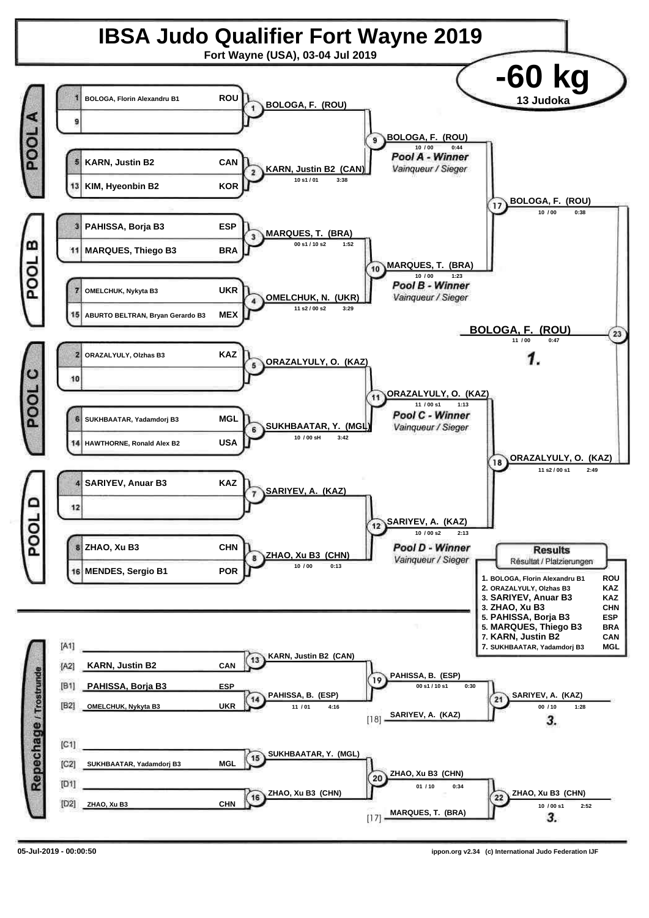# IBSA Judo Qualifier Fort Wayne 2019

Fort Wayne (USA), 03-04 Jul 2019

## -60 kg

13 Judoka

### POOL A

| Seed | Name | Country |
|---|---|---|
| 1 | BOLOGA, Florin Alexandru B1 | ROU |
| 9 | | |
| 5 | KARN, Justin B2 | CAN |
| 13 | KIM, Hyeonbin B2 | KOR |

- Contest 1: BOLOGA, F. (ROU)
- Contest 2: KARN, Justin B2 (CAN) — 10 s1 / 01 — 3:38
- Contest 9: BOLOGA, F. (ROU) — 10 / 00 — 0:44 — *Pool A - Winner* / *Vainqueur / Sieger*

### POOL B

| Seed | Name | Country |
|---|---|---|
| 3 | PAHISSA, Borja B3 | ESP |
| 11 | MARQUES, Thiego B3 | BRA |
| 7 | OMELCHUK, Nykyta B3 | UKR |
| 15 | ABURTO BELTRAN, Bryan Gerardo B3 | MEX |

- Contest 3: MARQUES, T. (BRA) — 00 s1 / 10 s2 — 1:52
- Contest 4: OMELCHUK, N. (UKR) — 11 s2 / 00 s2 — 3:29
- Contest 10: MARQUES, T. (BRA) — 10 / 00 — 1:23 — *Pool B - Winner* / *Vainqueur / Sieger*

### POOL C

| Seed | Name | Country |
|---|---|---|
| 2 | ORAZALYULY, Olzhas B3 | KAZ |
| 10 | | |
| 6 | SUKHBAATAR, Yadamdorj B3 | MGL |
| 14 | HAWTHORNE, Ronald Alex B2 | USA |

- Contest 5: ORAZALYULY, O. (KAZ)
- Contest 6: SUKHBAATAR, Y. (MGL) — 10 / 00 sH — 3:42
- Contest 11: ORAZALYULY, O. (KAZ) — 11 / 00 s1 — 1:13 — *Pool C - Winner* / *Vainqueur / Sieger*

### POOL D

| Seed | Name | Country |
|---|---|---|
| 4 | SARIYEV, Anuar B3 | KAZ |
| 12 | | |
| 8 | ZHAO, Xu B3 | CHN |
| 16 | MENDES, Sergio B1 | POR |

- Contest 7: SARIYEV, A. (KAZ)
- Contest 8: ZHAO, Xu B3 (CHN) — 10 / 00 — 0:13
- Contest 12: SARIYEV, A. (KAZ) — 10 / 00 s2 — 2:13 — *Pool D - Winner* / *Vainqueur / Sieger*

### Semi-finals and Final

- Contest 17: BOLOGA, F. (ROU) — 10 / 00 — 0:38
- Contest 18: ORAZALYULY, O. (KAZ) — 11 s2 / 00 s1 — 2:49
- Contest 23: BOLOGA, F. (ROU) — 11 / 00 — 0:47 — **1.**

### Repechage / Trostrunde

| Slot | Name | Country |
|---|---|---|
| [A1] | | |
| [A2] | KARN, Justin B2 | CAN |
| [B1] | PAHISSA, Borja B3 | ESP |
| [B2] | OMELCHUK, Nykyta B3 | UKR |
| [C1] | | |
| [C2] | SUKHBAATAR, Yadamdorj B3 | MGL |
| [D1] | | |
| [D2] | ZHAO, Xu B3 | CHN |

- Contest 13: KARN, Justin B2 (CAN)
- Contest 14: PAHISSA, B. (ESP) — 11 / 01 — 4:16
- Contest 19: PAHISSA, B. (ESP) — 00 s1 / 10 s1 — 0:30
- Contest 21: SARIYEV, A. (KAZ) [18] vs. PAHISSA, B. (ESP) → SARIYEV, A. (KAZ) — 00 / 10 — 1:28 — **3.**
- Contest 15: SUKHBAATAR, Y. (MGL)
- Contest 16: ZHAO, Xu B3 (CHN)
- Contest 20: ZHAO, Xu B3 (CHN) — 01 / 10 — 0:34
- Contest 22: MARQUES, T. (BRA) [17] vs. ZHAO, Xu B3 (CHN) → ZHAO, Xu B3 (CHN) — 10 / 00 s1 — 2:52 — **3.**

### Results

Résultat / Platzierungen

| Place | Name | Country |
|---|---|---|
| 1. | BOLOGA, Florin Alexandru B1 | ROU |
| 2. | ORAZALYULY, Olzhas B3 | KAZ |
| 3. | SARIYEV, Anuar B3 | KAZ |
| 3. | ZHAO, Xu B3 | CHN |
| 5. | PAHISSA, Borja B3 | ESP |
| 5. | MARQUES, Thiego B3 | BRA |
| 7. | KARN, Justin B2 | CAN |
| 7. | SUKHBAATAR, Yadamdorj B3 | MGL |

05-Jul-2019 - 00:00:50

ippon.org v2.34 (c) International Judo Federation IJF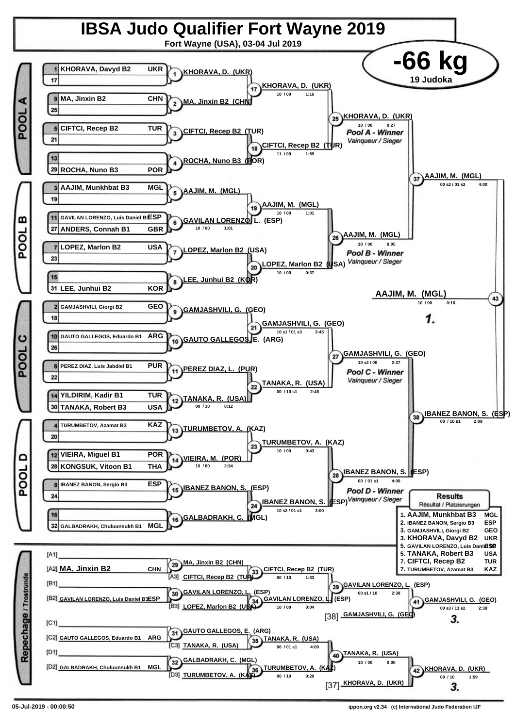# IBSA Judo Qualifier Fort Wayne 2019

**Fort Wayne (USA), 03-04 Jul 2019**

## -66 kg

**19 Judoka**

### POOL A

| Seed | Name | Nation |
|---|---|---|
| 1 | KHORAVA, Davyd B2 | UKR |
| 17 | | |
| 9 | MA, Jinxin B2 | CHN |
| 25 | | |
| 5 | CIFTCI, Recep B2 | TUR |
| 21 | | |
| 13 | | |
| 29 | ROCHA, Nuno B3 | POR |

- (1) KHORAVA, D. (UKR)
- (2) MA, Jinxin B2 (CHN)
- (3) CIFTCI, Recep B2 (TUR)
- (4) ROCHA, Nuno B3 (POR)
- (17) KHORAVA, D. (UKR) — 10 / 00 — 1:16
- (18) CIFTCI, Recep B2 (TUR) — 11 / 00 — 1:59
- (25) KHORAVA, D. (UKR) — 10 / 00 — 0:27 — *Pool A - Winner* / *Vainqueur / Sieger*

### POOL B

| Seed | Name | Nation |
|---|---|---|
| 3 | AAJIM, Munkhbat B3 | MGL |
| 19 | | |
| 11 | GAVILAN LORENZO, Luis Daniel B3 | ESP |
| 27 | ANDERS, Connah B1 | GBR |
| 7 | LOPEZ, Marlon B2 | USA |
| 23 | | |
| 15 | | |
| 31 | LEE, Junhui B2 | KOR |

- (5) AAJIM, M. (MGL)
- (6) GAVILAN LORENZO, L. (ESP) — 10 / 00 — 1:01
- (7) LOPEZ, Marlon B2 (USA)
- (8) LEE, Junhui B2 (KOR)
- (19) AAJIM, M. (MGL) — 10 / 00 — 1:01
- (20) LOPEZ, Marlon B2 (USA) — 10 / 00 — 0:37
- (26) AAJIM, M. (MGL) — 10 / 00 — 0:05 — *Pool B - Winner* / *Vainqueur / Sieger*

### POOL C

| Seed | Name | Nation |
|---|---|---|
| 2 | GAMJASHVILI, Giorgi B2 | GEO |
| 18 | | |
| 10 | GAUTO GALLEGOS, Eduardo B1 | ARG |
| 26 | | |
| 6 | PEREZ DIAZ, Luis Jabdiel B1 | PUR |
| 22 | | |
| 14 | YILDIRIM, Kadir B1 | TUR |
| 30 | TANAKA, Robert B3 | USA |

- (9) GAMJASHVILI, G. (GEO)
- (10) GAUTO GALLEGOS, E. (ARG)
- (11) PEREZ DIAZ, L. (PUR)
- (12) TANAKA, R. (USA) — 00 / 10 — 0:12
- (21) GAMJASHVILI, G. (GEO) — 10 s1 / 01 s3 — 3:45
- (22) TANAKA, R. (USA) — 00 / 10 s1 — 2:48
- (27) GAMJASHVILI, G. (GEO) — 10 s2 / 00 — 2:37 — *Pool C - Winner* / *Vainqueur / Sieger*

### POOL D

| Seed | Name | Nation |
|---|---|---|
| 4 | TURUMBETOV, Azamat B3 | KAZ |
| 20 | | |
| 12 | VIEIRA, Miguel B1 | POR |
| 28 | KONGSUK, Vitoon B1 | THA |
| 8 | IBANEZ BANON, Sergio B3 | ESP |
| 24 | | |
| 16 | | |
| 32 | GALBADRAKH, Chuluunsukh B1 | MGL |

- (13) TURUMBETOV, A. (KAZ)
- (14) VIEIRA, M. (POR) — 10 / 00 — 2:34
- (15) IBANEZ BANON, S. (ESP)
- (16) GALBADRAKH, C. (MGL)
- (23) TURUMBETOV, A. (KAZ) — 10 / 00 — 0:43
- (24) IBANEZ BANON, S. (ESP) — 10 s2 / 01 s1 — 3:00
- (28) IBANEZ BANON, S. (ESP) — 00 / 01 s1 — 4:00 — *Pool D - Winner* / *Vainqueur / Sieger*

### Semi-finals and Final

- (37) AAJIM, M. (MGL) — 00 s2 / 01 s2 — 4:00
- (38) IBANEZ BANON, S. (ESP) — 00 / 10 s1 — 2:09
- (43) **AAJIM, M. (MGL)** — 10 / 00 — 0:16 — **1.**

### Repechage / Trostrunde

- [A1]
- [A2] MA, Jinxin B2 — CHN
- [B1]
- [B2] GAVILAN LORENZO, Luis Daniel B3 — ESP
- [C1]
- [C2] GAUTO GALLEGOS, Eduardo B1 — ARG
- [D1]
- [D2] GALBADRAKH, Chuluunsukh B1 — MGL

- (29) MA, Jinxin B2 (CHN)
- (33) CIFTCI, Recep B2 (TUR) — [A3] CIFTCI, Recep B2 (TUR) — 00 / 10 — 1:33
- (30) GAVILAN LORENZO, L. (ESP)
- (34) GAVILAN LORENZO, L. (ESP) — [B3] LOPEZ, Marlon B2 (USA) — 10 / 00 — 0:04
- (39) GAVILAN LORENZO, L. (ESP) — 00 s1 / 10 — 2:38
- (41) GAMJASHVILI, G. (GEO) — [38] GAMJASHVILI, G. (GEO) — 00 s3 / 11 s2 — 2:38 — **3.**
- (31) GAUTO GALLEGOS, E. (ARG)
- (35) TANAKA, R. (USA) — [C3] TANAKA, R. (USA) — 00 / 01 s1 — 4:00
- (32) GALBADRAKH, C. (MGL)
- (36) TURUMBETOV, A. (KAZ) — [D3] TURUMBETOV, A. (KAZ) — 00 / 10 — 0:29
- (40) TANAKA, R. (USA) — 10 / 00 — 0:00
- (42) KHORAVA, D. (UKR) — [37] KHORAVA, D. (UKR) — 00 / 10 — 1:59 — **3.**

### Results
*Résultat / Platzierungen*

| Place | Name | Nation |
|---|---|---|
| 1. | AAJIM, Munkhbat B3 | MGL |
| 2. | IBANEZ BANON, Sergio B3 | ESP |
| 3. | GAMJASHVILI, Giorgi B2 | GEO |
| 3. | KHORAVA, Davyd B2 | UKR |
| 5. | GAVILAN LORENZO, Luis Daniel B3 | ESP |
| 5. | TANAKA, Robert B3 | USA |
| 7. | CIFTCI, Recep B2 | TUR |
| 7. | TURUMBETOV, Azamat B3 | KAZ |

05-Jul-2019 - 00:00:50 — ippon.org v2.34 (c) International Judo Federation IJF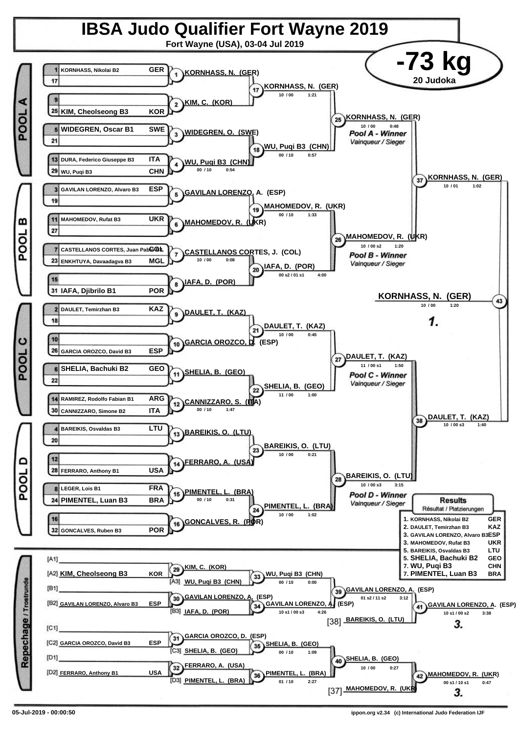# IBSA Judo Qualifier Fort Wayne 2019

**Fort Wayne (USA), 03-04 Jul 2019**

## -73 kg

**20 Judoka**

### POOL A

| Seed | Name | Country |
|---|---|---|
| 1 | KORNHASS, Nikolai B2 | GER |
| 17 | | |
| 9 | | |
| 25 | KIM, Cheolseong B3 | KOR |
| 5 | WIDEGREN, Oscar B1 | SWE |
| 21 | | |
| 13 | DURA, Federico Giuseppe B3 | ITA |
| 29 | WU, Puqi B3 | CHN |

- (1) KORNHASS, N. (GER)
- (2) KIM, C. (KOR)
- (3) WIDEGREN, O. (SWE)
- (4) WU, Puqi B3 (CHN) — 00 / 10 0:54
- (17) KORNHASS, N. (GER) — 10 / 00 1:21
- (18) WU, Puqi B3 (CHN) — 00 / 10 0:57
- (25) KORNHASS, N. (GER) — 10 / 00 0:48 — Pool A - Winner / Vainqueur / Sieger

### POOL B

| Seed | Name | Country |
|---|---|---|
| 3 | GAVILAN LORENZO, Alvaro B3 | ESP |
| 19 | | |
| 11 | MAHOMEDOV, Rufat B3 | UKR |
| 27 | | |
| 7 | CASTELLANOS CORTES, Juan Pablo B1 | COL |
| 23 | ENKHTUYA, Davaadagva B3 | MGL |
| 15 | | |
| 31 | IAFA, Djibrilo B1 | POR |

- (5) GAVILAN LORENZO, A. (ESP)
- (6) MAHOMEDOV, R. (UKR)
- (7) CASTELLANOS CORTES, J. (COL) — 10 / 00 0:08
- (8) IAFA, D. (POR)
- (19) MAHOMEDOV, R. (UKR) — 00 / 10 1:33
- (20) IAFA, D. (POR) — 00 s2 / 01 s1 4:00
- (26) MAHOMEDOV, R. (UKR) — 10 / 00 s2 1:20 — Pool B - Winner / Vainqueur / Sieger

(37) KORNHASS, N. (GER) — 10 / 01 1:02

### POOL C

| Seed | Name | Country |
|---|---|---|
| 2 | DAULET, Temirzhan B3 | KAZ |
| 18 | | |
| 10 | | |
| 26 | GARCIA OROZCO, David B3 | ESP |
| 6 | SHELIA, Bachuki B2 | GEO |
| 22 | | |
| 14 | RAMIREZ, Rodolfo Fabian B1 | ARG |
| 30 | CANNIZZARO, Simone B2 | ITA |

- (9) DAULET, T. (KAZ)
- (10) GARCIA OROZCO, D. (ESP)
- (11) SHELIA, B. (GEO)
- (12) CANNIZZARO, S. (ITA) — 00 / 10 1:47
- (21) DAULET, T. (KAZ) — 10 / 00 0:45
- (22) SHELIA, B. (GEO) — 11 / 00 1:00
- (27) DAULET, T. (KAZ) — 11 / 00 s1 1:50 — Pool C - Winner / Vainqueur / Sieger

### POOL D

| Seed | Name | Country |
|---|---|---|
| 4 | BAREIKIS, Osvaldas B3 | LTU |
| 20 | | |
| 12 | | |
| 28 | FERRARO, Anthony B1 | USA |
| 8 | LEGER, Lois B1 | FRA |
| 24 | PIMENTEL, Luan B3 | BRA |
| 16 | | |
| 32 | GONCALVES, Ruben B3 | POR |

- (13) BAREIKIS, O. (LTU)
- (14) FERRARO, A. (USA)
- (15) PIMENTEL, L. (BRA) — 00 / 10 0:31
- (16) GONCALVES, R. (POR)
- (23) BAREIKIS, O. (LTU) — 10 / 00 0:21
- (24) PIMENTEL, L. (BRA) — 10 / 00 1:02
- (28) BAREIKIS, O. (LTU) — 10 / 00 s3 3:15 — Pool D - Winner / Vainqueur / Sieger

(38) DAULET, T. (KAZ) — 10 / 00 s3 1:40

### Final

(43) KORNHASS, N. (GER) — 10 / 00 1:20 — **1.**

### Repechage / Trostrunde

- [A1]
- [A2] KIM, Cheolseong B3 KOR
- [B1]
- [B2] GAVILAN LORENZO, Alvaro B3 ESP
- [C1]
- [C2] GARCIA OROZCO, David B3 ESP
- [D1]
- [D2] FERRARO, Anthony B1 USA

- (29) KIM, C. (KOR)
- (30) GAVILAN LORENZO, A. (ESP)
- (31) GARCIA OROZCO, D. (ESP)
- (32) FERRARO, A. (USA)
- (33) [A3] WU, Puqi B3 (CHN) → WU, Puqi B3 (CHN) — 00 / 10 0:00
- (34) [B3] IAFA, D. (POR) → GAVILAN LORENZO, A. (ESP) — 10 s1 / 00 s3 4:26
- (35) [C3] SHELIA, B. (GEO) → SHELIA, B. (GEO) — 00 / 10 1:09
- (36) [D3] PIMENTEL, L. (BRA) → PIMENTEL, L. (BRA) — 01 / 10 2:27
- (39) GAVILAN LORENZO, A. (ESP) — 01 s2 / 11 s2 3:12
- (40) SHELIA, B. (GEO) — 10 / 00 0:27
- (41) [38] BAREIKIS, O. (LTU) → GAVILAN LORENZO, A. (ESP) — 10 s1 / 00 s2 3:38 — **3.**
- (42) [37] MAHOMEDOV, R. (UKR) → MAHOMEDOV, R. (UKR) — 00 s1 / 10 s1 0:47 — **3.**

### Results / Résultat / Platzierungen

| Place | Name | Country |
|---|---|---|
| 1. | KORNHASS, Nikolai B2 | GER |
| 2. | DAULET, Temirzhan B3 | KAZ |
| 3. | GAVILAN LORENZO, Alvaro B3 | ESP |
| 3. | MAHOMEDOV, Rufat B3 | UKR |
| 5. | BAREIKIS, Osvaldas B3 | LTU |
| 5. | SHELIA, Bachuki B2 | GEO |
| 7. | WU, Puqi B3 | CHN |
| 7. | PIMENTEL, Luan B3 | BRA |

05-Jul-2019 - 00:00:50

ippon.org v2.34 (c) International Judo Federation IJF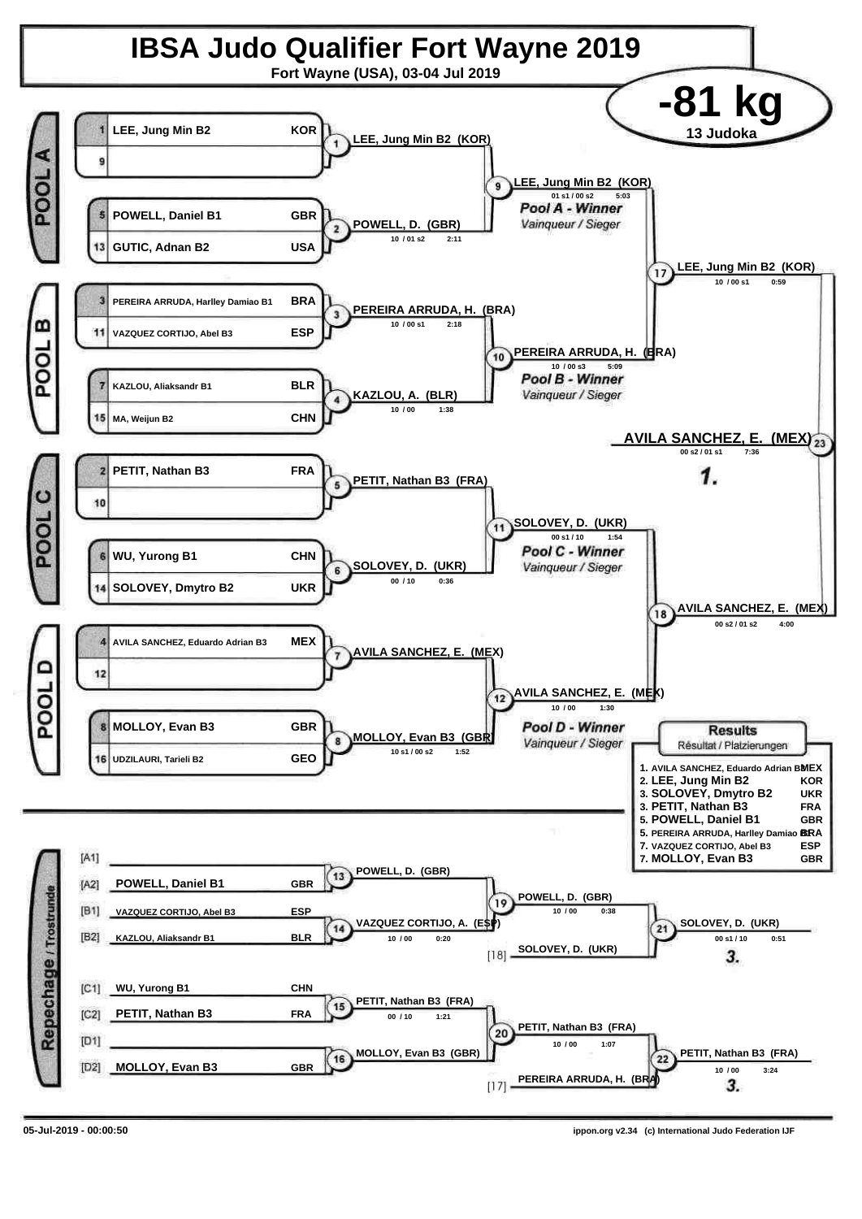# IBSA Judo Qualifier Fort Wayne 2019

**Fort Wayne (USA), 03-04 Jul 2019**

## -81 kg

**13 Judoka**

### POOL A

| # | Name | Country |
|---|---|---|
| 1 | LEE, Jung Min B2 | KOR |
| 9 | | |
| 5 | POWELL, Daniel B1 | GBR |
| 13 | GUTIC, Adnan B2 | USA |

- (1) LEE, Jung Min B2 (KOR)
- (2) POWELL, D. (GBR) — 10 / 01 s2 — 2:11
- (9) LEE, Jung Min B2 (KOR) — 01 s1 / 00 s2 — 5:03

*Pool A - Winner*
*Vainqueur / Sieger*

### POOL B

| # | Name | Country |
|---|---|---|
| 3 | PEREIRA ARRUDA, Harlley Damiao B1 | BRA |
| 11 | VAZQUEZ CORTIJO, Abel B3 | ESP |
| 7 | KAZLOU, Aliaksandr B1 | BLR |
| 15 | MA, Weijun B2 | CHN |

- (3) PEREIRA ARRUDA, H. (BRA) — 10 / 00 s1 — 2:18
- (4) KAZLOU, A. (BLR) — 10 / 00 — 1:38
- (10) PEREIRA ARRUDA, H. (BRA) — 10 / 00 s3 — 5:09

*Pool B - Winner*
*Vainqueur / Sieger*

- (17) LEE, Jung Min B2 (KOR) — 10 / 00 s1 — 0:59

### POOL C

| # | Name | Country |
|---|---|---|
| 2 | PETIT, Nathan B3 | FRA |
| 10 | | |
| 6 | WU, Yurong B1 | CHN |
| 14 | SOLOVEY, Dmytro B2 | UKR |

- (5) PETIT, Nathan B3 (FRA)
- (6) SOLOVEY, D. (UKR) — 00 / 10 — 0:36
- (11) SOLOVEY, D. (UKR) — 00 s1 / 10 — 1:54

*Pool C - Winner*
*Vainqueur / Sieger*

### POOL D

| # | Name | Country |
|---|---|---|
| 4 | AVILA SANCHEZ, Eduardo Adrian B3 | MEX |
| 12 | | |
| 8 | MOLLOY, Evan B3 | GBR |
| 16 | UDZILAURI, Tarieli B2 | GEO |

- (7) AVILA SANCHEZ, E. (MEX)
- (8) MOLLOY, Evan B3 (GBR) — 10 s1 / 00 s2 — 1:52
- (12) AVILA SANCHEZ, E. (MEX) — 10 / 00 — 1:30

*Pool D - Winner*
*Vainqueur / Sieger*

- (18) AVILA SANCHEZ, E. (MEX) — 00 s2 / 01 s2 — 4:00

### Final

- (23) AVILA SANCHEZ, E. (MEX) — 00 s2 / 01 s1 — 7:36

**1.**

### Results
*Résultat / Platzierungen*

| Place | Name | Country |
|---|---|---|
| 1. | AVILA SANCHEZ, Eduardo Adrian B3 | MEX |
| 2. | LEE, Jung Min B2 | KOR |
| 3. | SOLOVEY, Dmytro B2 | UKR |
| 3. | PETIT, Nathan B3 | FRA |
| 5. | POWELL, Daniel B1 | GBR |
| 5. | PEREIRA ARRUDA, Harlley Damiao B1 | BRA |
| 7. | VAZQUEZ CORTIJO, Abel B3 | ESP |
| 7. | MOLLOY, Evan B3 | GBR |

### Repechage / Trostrunde

| Slot | Name | Country |
|---|---|---|
| [A1] | | |
| [A2] | POWELL, Daniel B1 | GBR |
| [B1] | VAZQUEZ CORTIJO, Abel B3 | ESP |
| [B2] | KAZLOU, Aliaksandr B1 | BLR |
| [C1] | WU, Yurong B1 | CHN |
| [C2] | PETIT, Nathan B3 | FRA |
| [D1] | | |
| [D2] | MOLLOY, Evan B3 | GBR |

- (13) POWELL, D. (GBR)
- (14) VAZQUEZ CORTIJO, A. (ESP) — 10 / 00 — 0:20
- (19) POWELL, D. (GBR) — 10 / 00 — 0:38
- [18] SOLOVEY, D. (UKR)
- (21) SOLOVEY, D. (UKR) — 00 s1 / 10 — 0:51 — **3.**
- (15) PETIT, Nathan B3 (FRA) — 00 / 10 — 1:21
- (16) MOLLOY, Evan B3 (GBR)
- (20) PETIT, Nathan B3 (FRA) — 10 / 00 — 1:07
- [17] PEREIRA ARRUDA, H. (BRA)
- (22) PETIT, Nathan B3 (FRA) — 10 / 00 — 3:24 — **3.**

05-Jul-2019 - 00:00:50 ippon.org v2.34 (c) International Judo Federation IJF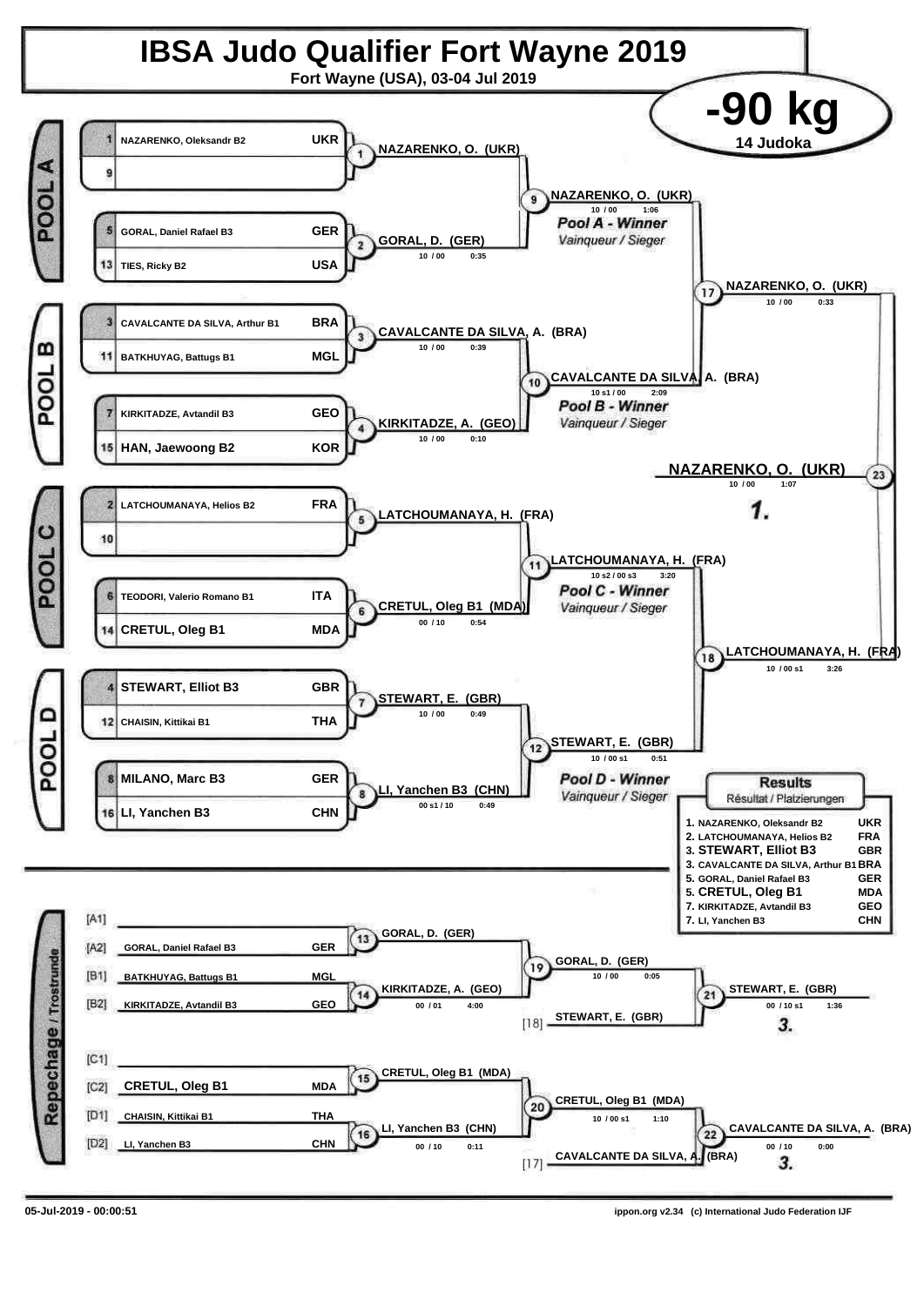# IBSA Judo Qualifier Fort Wayne 2019

**Fort Wayne (USA), 03-04 Jul 2019**

## -90 kg

**14 Judoka**

### POOL A

| Seed | Name | Country |
|---|---|---|
| 1 | NAZARENKO, Oleksandr B2 | UKR |
| 9 | | |
| 5 | GORAL, Daniel Rafael B3 | GER |
| 13 | TIES, Ricky B2 | USA |

- Match 1: NAZARENKO, O. (UKR)
- Match 2: GORAL, D. (GER) — 10 / 00 — 0:35
- Match 9: NAZARENKO, O. (UKR) — 10 / 00 — 1:06 — *Pool A - Winner* / Vainqueur / Sieger

### POOL B

| Seed | Name | Country |
|---|---|---|
| 3 | CAVALCANTE DA SILVA, Arthur B1 | BRA |
| 11 | BATKHUYAG, Battugs B1 | MGL |
| 7 | KIRKITADZE, Avtandil B3 | GEO |
| 15 | HAN, Jaewoong B2 | KOR |

- Match 3: CAVALCANTE DA SILVA, A. (BRA) — 10 / 00 — 0:39
- Match 4: KIRKITADZE, A. (GEO) — 10 / 00 — 0:10
- Match 10: CAVALCANTE DA SILVA, A. (BRA) — 10 s1 / 00 — 2:09 — *Pool B - Winner* / Vainqueur / Sieger

### POOL C

| Seed | Name | Country |
|---|---|---|
| 2 | LATCHOUMANAYA, Helios B2 | FRA |
| 10 | | |
| 6 | TEODORI, Valerio Romano B1 | ITA |
| 14 | CRETUL, Oleg B1 | MDA |

- Match 5: LATCHOUMANAYA, H. (FRA)
- Match 6: CRETUL, Oleg B1 (MDA) — 00 / 10 — 0:54
- Match 11: LATCHOUMANAYA, H. (FRA) — 10 s2 / 00 s3 — 3:20 — *Pool C - Winner* / Vainqueur / Sieger

### POOL D

| Seed | Name | Country |
|---|---|---|
| 4 | STEWART, Elliot B3 | GBR |
| 12 | CHAISIN, Kittikai B1 | THA |
| 8 | MILANO, Marc B3 | GER |
| 16 | LI, Yanchen B3 | CHN |

- Match 7: STEWART, E. (GBR) — 10 / 00 — 0:49
- Match 8: LI, Yanchen B3 (CHN) — 00 s1 / 10 — 0:49
- Match 12: STEWART, E. (GBR) — 10 / 00 s1 — 0:51 — *Pool D - Winner* / Vainqueur / Sieger

### Semi-finals and Final

- Match 17: NAZARENKO, O. (UKR) — 10 / 00 — 0:33
- Match 18: LATCHOUMANAYA, H. (FRA) — 10 / 00 s1 — 3:26
- Match 23: NAZARENKO, O. (UKR) — 10 / 00 — 1:07 — **1.**

### Repechage / Trostrunde

| Slot | Name | Country |
|---|---|---|
| [A1] | | |
| [A2] | GORAL, Daniel Rafael B3 | GER |
| [B1] | BATKHUYAG, Battugs B1 | MGL |
| [B2] | KIRKITADZE, Avtandil B3 | GEO |
| [C1] | | |
| [C2] | CRETUL, Oleg B1 | MDA |
| [D1] | CHAISIN, Kittikai B1 | THA |
| [D2] | LI, Yanchen B3 | CHN |

- Match 13: GORAL, D. (GER)
- Match 14: KIRKITADZE, A. (GEO) — 00 / 01 — 4:00
- Match 19: GORAL, D. (GER) — 10 / 00 — 0:05
- [18] STEWART, E. (GBR)
- Match 21: STEWART, E. (GBR) — 00 / 10 s1 — 1:36 — **3.**
- Match 15: CRETUL, Oleg B1 (MDA)
- Match 16: LI, Yanchen B3 (CHN) — 00 / 10 — 0:11
- Match 20: CRETUL, Oleg B1 (MDA) — 10 / 00 s1 — 1:10
- [17] CAVALCANTE DA SILVA, A. (BRA)
- Match 22: CAVALCANTE DA SILVA, A. (BRA) — 00 / 10 — 0:00 — **3.**

### Results

Résultat / Platzierungen

| Rank | Name | Country |
|---|---|---|
| 1. | NAZARENKO, Oleksandr B2 | UKR |
| 2. | LATCHOUMANAYA, Helios B2 | FRA |
| 3. | STEWART, Elliot B3 | GBR |
| 3. | CAVALCANTE DA SILVA, Arthur B1 | BRA |
| 5. | GORAL, Daniel Rafael B3 | GER |
| 5. | CRETUL, Oleg B1 | MDA |
| 7. | KIRKITADZE, Avtandil B3 | GEO |
| 7. | LI, Yanchen B3 | CHN |

05-Jul-2019 - 00:00:51 — ippon.org v2.34 (c) International Judo Federation IJF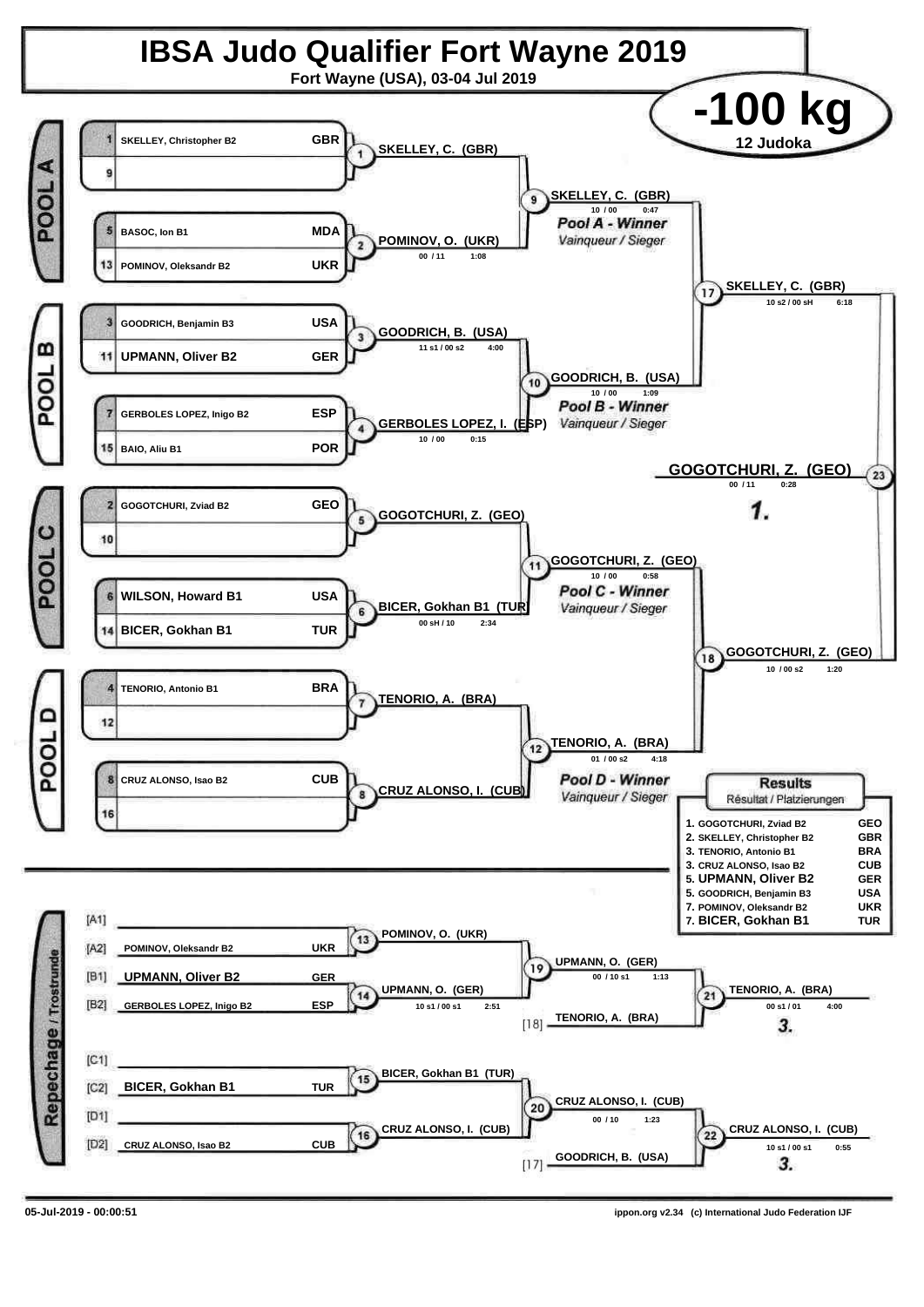# IBSA Judo Qualifier Fort Wayne 2019

Fort Wayne (USA), 03-04 Jul 2019

## -100 kg

12 Judoka

### POOL A

| Seed | Name | Country |
|---|---|---|
| 1 | SKELLEY, Christopher B2 | GBR |
| 9 | | |
| 5 | BASOC, Ion B1 | MDA |
| 13 | POMINOV, Oleksandr B2 | UKR |

- Contest 1: SKELLEY, C. (GBR)
- Contest 2: POMINOV, O. (UKR) — 00 / 11 — 1:08
- Contest 9: SKELLEY, C. (GBR) — 10 / 00 — 0:47 — *Pool A - Winner* / *Vainqueur / Sieger*

### POOL B

| Seed | Name | Country |
|---|---|---|
| 3 | GOODRICH, Benjamin B3 | USA |
| 11 | UPMANN, Oliver B2 | GER |
| 7 | GERBOLES LOPEZ, Inigo B2 | ESP |
| 15 | BAIO, Aliu B1 | POR |

- Contest 3: GOODRICH, B. (USA) — 11 s1 / 00 s2 — 4:00
- Contest 4: GERBOLES LOPEZ, I. (ESP) — 10 / 00 — 0:15
- Contest 10: GOODRICH, B. (USA) — 10 / 00 — 1:09 — *Pool B - Winner* / *Vainqueur / Sieger*

### POOL C

| Seed | Name | Country |
|---|---|---|
| 2 | GOGOTCHURI, Zviad B2 | GEO |
| 10 | | |
| 6 | WILSON, Howard B1 | USA |
| 14 | BICER, Gokhan B1 | TUR |

- Contest 5: GOGOTCHURI, Z. (GEO)
- Contest 6: BICER, Gokhan B1 (TUR) — 00 sH / 10 — 2:34
- Contest 11: GOGOTCHURI, Z. (GEO) — 10 / 00 — 0:58 — *Pool C - Winner* / *Vainqueur / Sieger*

### POOL D

| Seed | Name | Country |
|---|---|---|
| 4 | TENORIO, Antonio B1 | BRA |
| 12 | | |
| 8 | CRUZ ALONSO, Isao B2 | CUB |
| 16 | | |

- Contest 7: TENORIO, A. (BRA)
- Contest 8: CRUZ ALONSO, I. (CUB)
- Contest 12: TENORIO, A. (BRA) — 01 / 00 s2 — 4:18 — *Pool D - Winner* / *Vainqueur / Sieger*

### Semi-finals and Final

- Contest 17: SKELLEY, C. (GBR) — 10 s2 / 00 sH — 6:18
- Contest 18: GOGOTCHURI, Z. (GEO) — 10 / 00 s2 — 1:20
- Contest 23: **GOGOTCHURI, Z. (GEO)** — 00 / 11 — 0:28 — **1.**

### Repechage / Trostrunde

| Slot | Name | Country |
|---|---|---|
| [A1] | | |
| [A2] | POMINOV, Oleksandr B2 | UKR |
| [B1] | UPMANN, Oliver B2 | GER |
| [B2] | GERBOLES LOPEZ, Inigo B2 | ESP |
| [C1] | | |
| [C2] | BICER, Gokhan B1 | TUR |
| [D1] | | |
| [D2] | CRUZ ALONSO, Isao B2 | CUB |

- Contest 13: POMINOV, O. (UKR)
- Contest 14: UPMANN, O. (GER) — 10 s1 / 00 s1 — 2:51
- Contest 19: UPMANN, O. (GER) — 00 / 10 s1 — 1:13
- [18] TENORIO, A. (BRA)
- Contest 21: TENORIO, A. (BRA) — 00 s1 / 01 — 4:00 — **3.**
- Contest 15: BICER, Gokhan B1 (TUR)
- Contest 16: CRUZ ALONSO, I. (CUB)
- Contest 20: CRUZ ALONSO, I. (CUB) — 00 / 10 — 1:23
- [17] GOODRICH, B. (USA)
- Contest 22: CRUZ ALONSO, I. (CUB) — 10 s1 / 00 s1 — 0:55 — **3.**

### Results

Résultat / Platzierungen

| Place | Name | Country |
|---|---|---|
| 1. | GOGOTCHURI, Zviad B2 | GEO |
| 2. | SKELLEY, Christopher B2 | GBR |
| 3. | TENORIO, Antonio B1 | BRA |
| 3. | CRUZ ALONSO, Isao B2 | CUB |
| 5. | UPMANN, Oliver B2 | GER |
| 5. | GOODRICH, Benjamin B3 | USA |
| 7. | POMINOV, Oleksandr B2 | UKR |
| 7. | BICER, Gokhan B1 | TUR |

05-Jul-2019 - 00:00:51

ippon.org v2.34 (c) International Judo Federation IJF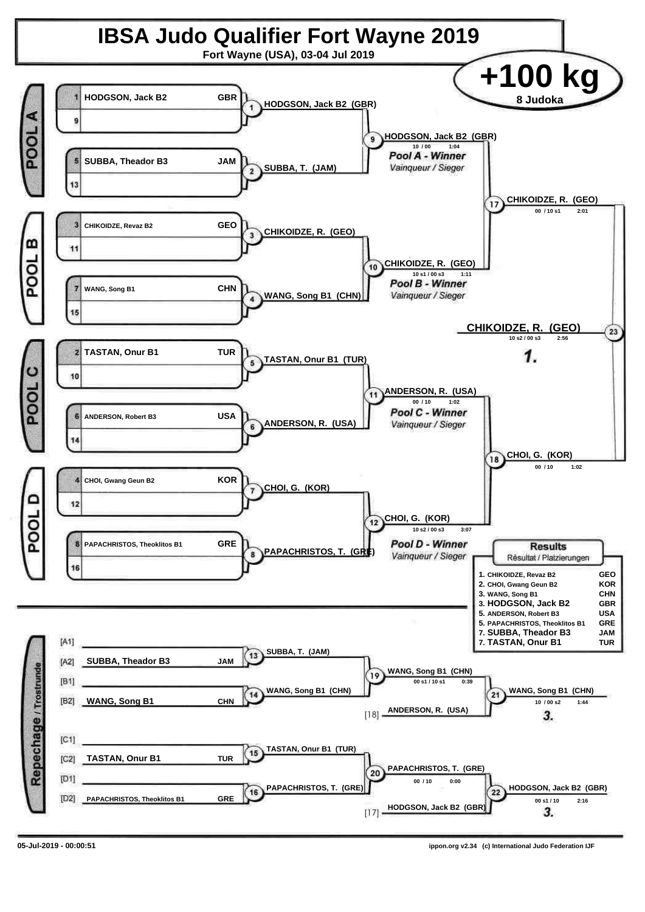# IBSA Judo Qualifier Fort Wayne 2019

Fort Wayne (USA), 03-04 Jul 2019

## +100 kg

8 Judoka

### POOL A

| Seed | Name | Nation |
|---|---|---|
| 1 | HODGSON, Jack B2 | GBR |
| 9 | | |
| 5 | SUBBA, Theador B3 | JAM |
| 13 | | |

- Contest 1: HODGSON, Jack B2 (GBR)
- Contest 2: SUBBA, T. (JAM)
- Contest 9: HODGSON, Jack B2 (GBR) — 10 / 00 — 1:04

*Pool A - Winner*
*Vainqueur / Sieger*

### POOL B

| Seed | Name | Nation |
|---|---|---|
| 3 | CHIKOIDZE, Revaz B2 | GEO |
| 11 | | |
| 7 | WANG, Song B1 | CHN |
| 15 | | |

- Contest 3: CHIKOIDZE, R. (GEO)
- Contest 4: WANG, Song B1 (CHN)
- Contest 10: CHIKOIDZE, R. (GEO) — 10 s1 / 00 s3 — 1:11

*Pool B - Winner*
*Vainqueur / Sieger*

### POOL C

| Seed | Name | Nation |
|---|---|---|
| 2 | TASTAN, Onur B1 | TUR |
| 10 | | |
| 6 | ANDERSON, Robert B3 | USA |
| 14 | | |

- Contest 5: TASTAN, Onur B1 (TUR)
- Contest 6: ANDERSON, R. (USA)
- Contest 11: ANDERSON, R. (USA) — 00 / 10 — 1:02

*Pool C - Winner*
*Vainqueur / Sieger*

### POOL D

| Seed | Name | Nation |
|---|---|---|
| 4 | CHOI, Gwang Geun B2 | KOR |
| 12 | | |
| 8 | PAPACHRISTOS, Theoklitos B1 | GRE |
| 16 | | |

- Contest 7: CHOI, G. (KOR)
- Contest 8: PAPACHRISTOS, T. (GRE)
- Contest 12: CHOI, G. (KOR) — 10 s2 / 00 s3 — 3:07

*Pool D - Winner*
*Vainqueur / Sieger*

### Semi-finals and Final

- Contest 17: CHIKOIDZE, R. (GEO) — 00 / 10 s1 — 2:01
- Contest 18: CHOI, G. (KOR) — 00 / 10 — 1:02
- Contest 23: CHIKOIDZE, R. (GEO) — 10 s2 / 00 s3 — 2:56 — **1.**

### Repechage / Trostrunde

| Position | Name | Nation |
|---|---|---|
| [A1] | | |
| [A2] | SUBBA, Theador B3 | JAM |
| [B1] | | |
| [B2] | WANG, Song B1 | CHN |
| [C1] | | |
| [C2] | TASTAN, Onur B1 | TUR |
| [D1] | | |
| [D2] | PAPACHRISTOS, Theoklitos B1 | GRE |

- Contest 13: SUBBA, T. (JAM)
- Contest 14: WANG, Song B1 (CHN)
- Contest 19: WANG, Song B1 (CHN) — 00 s1 / 10 s1 — 0:39
- Contest 21: WANG, Song B1 (CHN) vs [18] ANDERSON, R. (USA) — 10 / 00 s2 — 1:44 — **3.**
- Contest 15: TASTAN, Onur B1 (TUR)
- Contest 16: PAPACHRISTOS, T. (GRE)
- Contest 20: PAPACHRISTOS, T. (GRE) — 00 / 10 — 0:00
- Contest 22: HODGSON, Jack B2 (GBR) vs [17] HODGSON, Jack B2 (GBR) — 00 s1 / 10 — 2:16 — **3.**

### Results

Résultat / Platzierungen

| Place | Name | Nation |
|---|---|---|
| 1. | CHIKOIDZE, Revaz B2 | GEO |
| 2. | CHOI, Gwang Geun B2 | KOR |
| 3. | WANG, Song B1 | CHN |
| 3. | HODGSON, Jack B2 | GBR |
| 5. | ANDERSON, Robert B3 | USA |
| 5. | PAPACHRISTOS, Theoklitos B1 | GRE |
| 7. | SUBBA, Theador B3 | JAM |
| 7. | TASTAN, Onur B1 | TUR |

05-Jul-2019 - 00:00:51 — ippon.org v2.34 (c) International Judo Federation IJF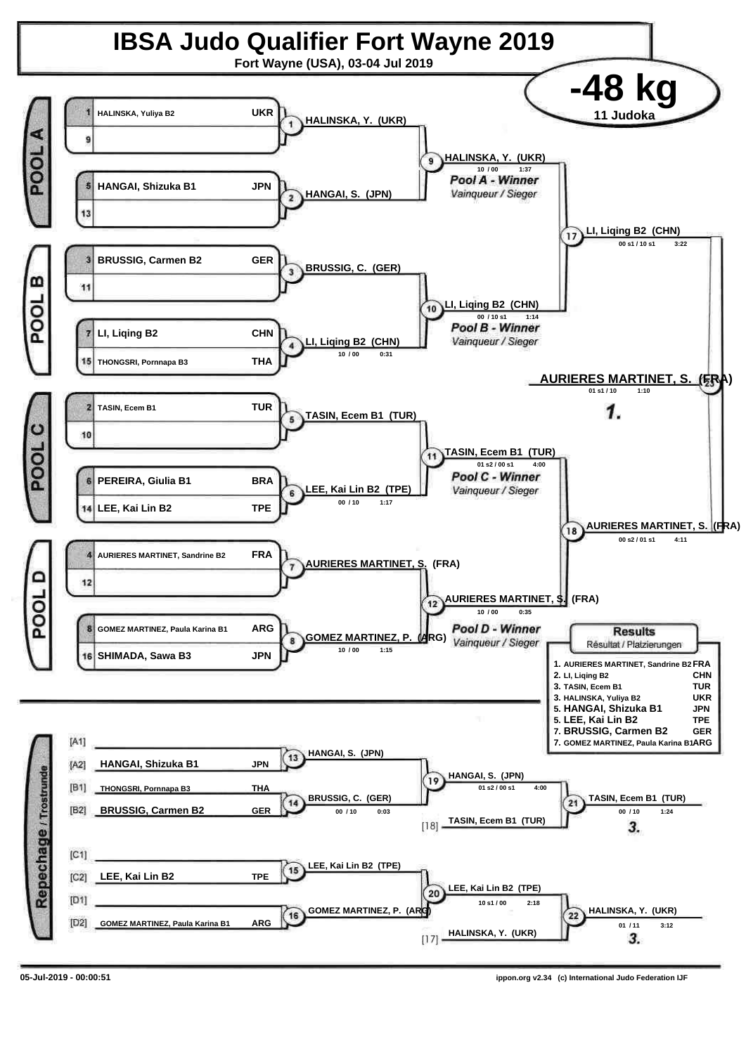# IBSA Judo Qualifier Fort Wayne 2019

**Fort Wayne (USA), 03-04 Jul 2019**

## -48 kg

**11 Judoka**

### POOL A

| Seed | Name | Nation |
|---|---|---|
| 1 | HALINSKA, Yuliya B2 | UKR |
| 9 | | |
| 5 | HANGAI, Shizuka B1 | JPN |
| 13 | | |

- (1) HALINSKA, Y. (UKR)
- (2) HANGAI, S. (JPN)
- (9) HALINSKA, Y. (UKR) — 10 / 00 — 1:37 — *Pool A - Winner* — *Vainqueur / Sieger*

### POOL B

| Seed | Name | Nation |
|---|---|---|
| 3 | BRUSSIG, Carmen B2 | GER |
| 11 | | |
| 7 | LI, Liqing B2 | CHN |
| 15 | THONGSRI, Pornnapa B3 | THA |

- (3) BRUSSIG, C. (GER)
- (4) LI, Liqing B2 (CHN) — 10 / 00 — 0:31
- (10) LI, Liqing B2 (CHN) — 00 / 10 s1 — 1:14 — *Pool B - Winner* — *Vainqueur / Sieger*

### POOL C

| Seed | Name | Nation |
|---|---|---|
| 2 | TASIN, Ecem B1 | TUR |
| 10 | | |
| 6 | PEREIRA, Giulia B1 | BRA |
| 14 | LEE, Kai Lin B2 | TPE |

- (5) TASIN, Ecem B1 (TUR)
- (6) LEE, Kai Lin B2 (TPE) — 00 / 10 — 1:17
- (11) TASIN, Ecem B1 (TUR) — 01 s2 / 00 s1 — 4:00 — *Pool C - Winner* — *Vainqueur / Sieger*

### POOL D

| Seed | Name | Nation |
|---|---|---|
| 4 | AURIERES MARTINET, Sandrine B2 | FRA |
| 12 | | |
| 8 | GOMEZ MARTINEZ, Paula Karina B1 | ARG |
| 16 | SHIMADA, Sawa B3 | JPN |

- (7) AURIERES MARTINET, S. (FRA)
- (8) GOMEZ MARTINEZ, P. (ARG) — 10 / 00 — 1:15
- (12) AURIERES MARTINET, S. (FRA) — 10 / 00 — 0:35 — *Pool D - Winner* — *Vainqueur / Sieger*

### Semi-finals and Final

- (17) LI, Liqing B2 (CHN) — 00 s1 / 10 s1 — 3:22
- (18) AURIERES MARTINET, S. (FRA) — 00 s2 / 01 s1 — 4:11
- (23) AURIERES MARTINET, S. (FRA) — 01 s1 / 10 — 1:10 — **1.**

### Repechage / Trostrunde

| Pos | Name | Nation |
|---|---|---|
| [A1] | | |
| [A2] | HANGAI, Shizuka B1 | JPN |
| [B1] | THONGSRI, Pornnapa B3 | THA |
| [B2] | BRUSSIG, Carmen B2 | GER |
| [C1] | | |
| [C2] | LEE, Kai Lin B2 | TPE |
| [D1] | | |
| [D2] | GOMEZ MARTINEZ, Paula Karina B1 | ARG |

- (13) HANGAI, S. (JPN)
- (14) BRUSSIG, C. (GER) — 00 / 10 — 0:03
- (19) HANGAI, S. (JPN) — 01 s2 / 00 s1 — 4:00
- [18] TASIN, Ecem B1 (TUR)
- (21) TASIN, Ecem B1 (TUR) — 00 / 10 — 1:24 — **3.**
- (15) LEE, Kai Lin B2 (TPE)
- (16) GOMEZ MARTINEZ, P. (ARG)
- (20) LEE, Kai Lin B2 (TPE) — 10 s1 / 00 — 2:18
- [17] HALINSKA, Y. (UKR)
- (22) HALINSKA, Y. (UKR) — 01 / 11 — 3:12 — **3.**

### Results

Résultat / Platzierungen

| Rank | Name | Nation |
|---|---|---|
| 1. | AURIERES MARTINET, Sandrine B2 | FRA |
| 2. | LI, Liqing B2 | CHN |
| 3. | TASIN, Ecem B1 | TUR |
| 3. | HALINSKA, Yuliya B2 | UKR |
| 5. | HANGAI, Shizuka B1 | JPN |
| 5. | LEE, Kai Lin B2 | TPE |
| 7. | BRUSSIG, Carmen B2 | GER |
| 7. | GOMEZ MARTINEZ, Paula Karina B1 | ARG |

05-Jul-2019 - 00:00:51 — ippon.org v2.34 (c) International Judo Federation IJF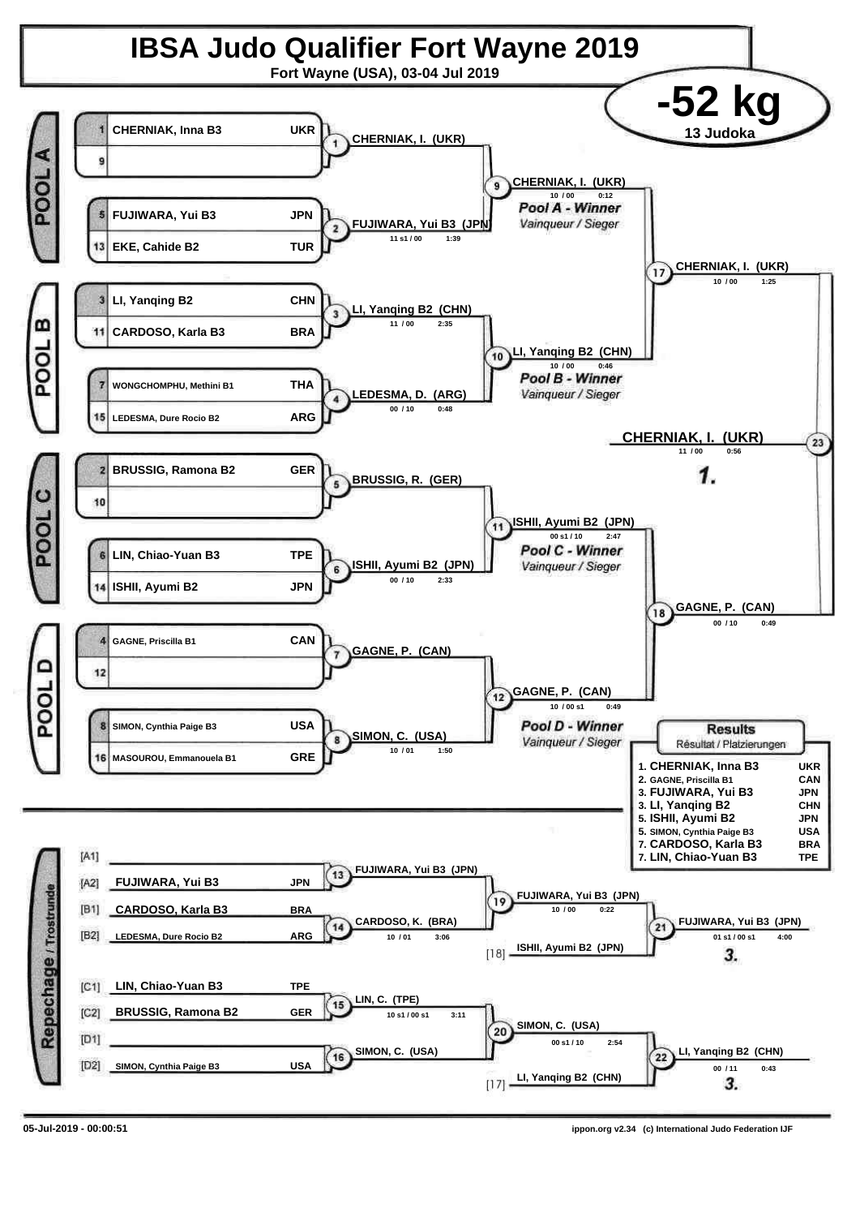# IBSA Judo Qualifier Fort Wayne 2019

**Fort Wayne (USA), 03-04 Jul 2019**

## -52 kg

**13 Judoka**

### POOL A

| Seed | Name | Country |
|---|---|---|
| 1 | CHERNIAK, Inna B3 | UKR |
| 9 | | |
| 5 | FUJIWARA, Yui B3 | JPN |
| 13 | EKE, Cahide B2 | TUR |

- Match 1: CHERNIAK, I. (UKR)
- Match 2: FUJIWARA, Yui B3 (JPN) — 11 s1 / 00 — 1:39
- Match 9: CHERNIAK, I. (UKR) — 10 / 00 — 0:12

*Pool A - Winner*
*Vainqueur / Sieger*

### POOL B

| Seed | Name | Country |
|---|---|---|
| 3 | LI, Yanqing B2 | CHN |
| 11 | CARDOSO, Karla B3 | BRA |
| 7 | WONGCHOMPHU, Methini B1 | THA |
| 15 | LEDESMA, Dure Rocio B2 | ARG |

- Match 3: LI, Yanqing B2 (CHN) — 11 / 00 — 2:35
- Match 4: LEDESMA, D. (ARG) — 00 / 10 — 0:48
- Match 10: LI, Yanqing B2 (CHN) — 10 / 00 — 0:46

*Pool B - Winner*
*Vainqueur / Sieger*

- Match 17: CHERNIAK, I. (UKR) — 10 / 00 — 1:25

### POOL C

| Seed | Name | Country |
|---|---|---|
| 2 | BRUSSIG, Ramona B2 | GER |
| 10 | | |
| 6 | LIN, Chiao-Yuan B3 | TPE |
| 14 | ISHII, Ayumi B2 | JPN |

- Match 5: BRUSSIG, R. (GER)
- Match 6: ISHII, Ayumi B2 (JPN) — 00 / 10 — 2:33
- Match 11: ISHII, Ayumi B2 (JPN) — 00 s1 / 10 — 2:47

*Pool C - Winner*
*Vainqueur / Sieger*

### POOL D

| Seed | Name | Country |
|---|---|---|
| 4 | GAGNE, Priscilla B1 | CAN |
| 12 | | |
| 8 | SIMON, Cynthia Paige B3 | USA |
| 16 | MASOUROU, Emmanouela B1 | GRE |

- Match 7: GAGNE, P. (CAN)
- Match 8: SIMON, C. (USA) — 10 / 01 — 1:50
- Match 12: GAGNE, P. (CAN) — 10 / 00 s1 — 0:49

*Pool D - Winner*
*Vainqueur / Sieger*

- Match 18: GAGNE, P. (CAN) — 00 / 10 — 0:49

### Final

- Match 23: **CHERNIAK, I. (UKR)** — 11 / 00 — 0:56 — **1.**

### Repechage / Trostrunde

| Position | Name | Country |
|---|---|---|
| [A1] | | |
| [A2] | FUJIWARA, Yui B3 | JPN |
| [B1] | CARDOSO, Karla B3 | BRA |
| [B2] | LEDESMA, Dure Rocio B2 | ARG |
| [C1] | LIN, Chiao-Yuan B3 | TPE |
| [C2] | BRUSSIG, Ramona B2 | GER |
| [D1] | | |
| [D2] | SIMON, Cynthia Paige B3 | USA |

- Match 13: FUJIWARA, Yui B3 (JPN)
- Match 14: CARDOSO, K. (BRA) — 10 / 01 — 3:06
- Match 19: FUJIWARA, Yui B3 (JPN) — 10 / 00 — 0:22
- [18] ISHII, Ayumi B2 (JPN)
- Match 21: FUJIWARA, Yui B3 (JPN) — 01 s1 / 00 s1 — 4:00 — **3.**
- Match 15: LIN, C. (TPE) — 10 s1 / 00 s1 — 3:11
- Match 16: SIMON, C. (USA)
- Match 20: SIMON, C. (USA) — 00 s1 / 10 — 2:54
- [17] LI, Yanqing B2 (CHN)
- Match 22: LI, Yanqing B2 (CHN) — 00 / 11 — 0:43 — **3.**

### Results

Résultat / Platzierungen

| Place | Name | Country |
|---|---|---|
| 1. | CHERNIAK, Inna B3 | UKR |
| 2. | GAGNE, Priscilla B1 | CAN |
| 3. | FUJIWARA, Yui B3 | JPN |
| 3. | LI, Yanqing B2 | CHN |
| 5. | ISHII, Ayumi B2 | JPN |
| 5. | SIMON, Cynthia Paige B3 | USA |
| 7. | CARDOSO, Karla B3 | BRA |
| 7. | LIN, Chiao-Yuan B3 | TPE |

05-Jul-2019 - 00:00:51    ippon.org v2.34 (c) International Judo Federation IJF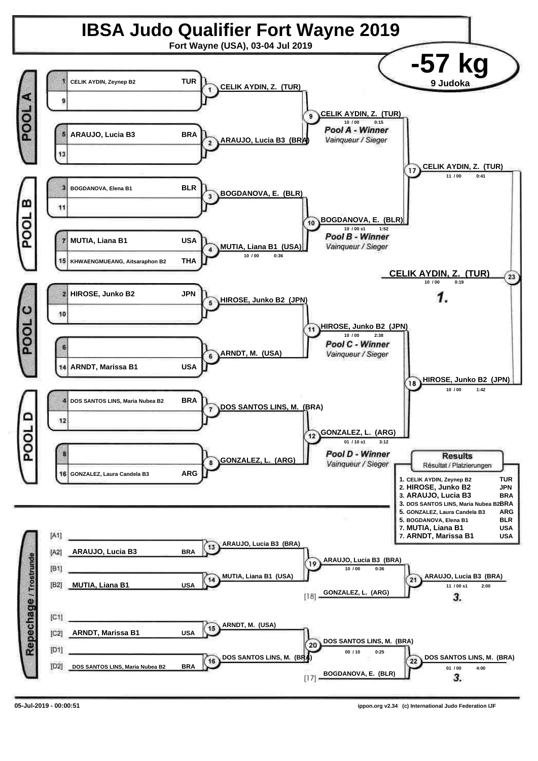# IBSA Judo Qualifier Fort Wayne 2019

**Fort Wayne (USA), 03-04 Jul 2019**

## -57 kg

**9 Judoka**

### POOL A

| Seed | Name | Country |
|---|---|---|
| 1 | CELIK AYDIN, Zeynep B2 | TUR |
| 9 | | |
| 5 | ARAUJO, Lucia B3 | BRA |
| 13 | | |

- (1) CELIK AYDIN, Z. (TUR)
- (2) ARAUJO, Lucia B3 (BRA)
- (9) CELIK AYDIN, Z. (TUR) — 10 / 00 — 0:15

*Pool A - Winner*
*Vainqueur / Sieger*

### POOL B

| Seed | Name | Country |
|---|---|---|
| 3 | BOGDANOVA, Elena B1 | BLR |
| 11 | | |
| 7 | MUTIA, Liana B1 | USA |
| 15 | KHWAENGMUEANG, Aitsaraphon B2 | THA |

- (3) BOGDANOVA, E. (BLR)
- (4) MUTIA, Liana B1 (USA) — 10 / 00 — 0:36
- (10) BOGDANOVA, E. (BLR) — 10 / 00 s1 — 1:52

*Pool B - Winner*
*Vainqueur / Sieger*

### POOL C

| Seed | Name | Country |
|---|---|---|
| 2 | HIROSE, Junko B2 | JPN |
| 10 | | |
| 6 | | |
| 14 | ARNDT, Marissa B1 | USA |

- (5) HIROSE, Junko B2 (JPN)
- (6) ARNDT, M. (USA)
- (11) HIROSE, Junko B2 (JPN) — 10 / 00 — 2:38

*Pool C - Winner*
*Vainqueur / Sieger*

### POOL D

| Seed | Name | Country |
|---|---|---|
| 4 | DOS SANTOS LINS, Maria Nubea B2 | BRA |
| 12 | | |
| 8 | | |
| 16 | GONZALEZ, Laura Candela B3 | ARG |

- (7) DOS SANTOS LINS, M. (BRA)
- (8) GONZALEZ, L. (ARG)
- (12) GONZALEZ, L. (ARG) — 01 / 10 s1 — 3:12

*Pool D - Winner*
*Vainqueur / Sieger*

### Semi-finals

- (17) CELIK AYDIN, Z. (TUR) — 11 / 00 — 0:41
- (18) HIROSE, Junko B2 (JPN) — 10 / 00 — 1:42

### Final

- (23) **CELIK AYDIN, Z. (TUR)** — 10 / 00 — 0:19 — **1.**

### Repechage / Trostrunde

| Slot | Name | Country |
|---|---|---|
| [A1] | | |
| [A2] | ARAUJO, Lucia B3 | BRA |
| [B1] | | |
| [B2] | MUTIA, Liana B1 | USA |
| [C1] | | |
| [C2] | ARNDT, Marissa B1 | USA |
| [D1] | | |
| [D2] | DOS SANTOS LINS, Maria Nubea B2 | BRA |

- (13) ARAUJO, Lucia B3 (BRA)
- (14) MUTIA, Liana B1 (USA)
- (19) ARAUJO, Lucia B3 (BRA) — 10 / 00 — 0:36
- [18] GONZALEZ, L. (ARG)
- (21) ARAUJO, Lucia B3 (BRA) — 11 / 00 s1 — 2:00 — **3.**
- (15) ARNDT, M. (USA)
- (16) DOS SANTOS LINS, M. (BRA)
- (20) DOS SANTOS LINS, M. (BRA) — 00 / 10 — 0:25
- [17] BOGDANOVA, E. (BLR)
- (22) DOS SANTOS LINS, M. (BRA) — 01 / 00 — 4:00 — **3.**

### Results
Résultat / Platzierungen

| Place | Name | Country |
|---|---|---|
| 1. | CELIK AYDIN, Zeynep B2 | TUR |
| 2. | HIROSE, Junko B2 | JPN |
| 3. | ARAUJO, Lucia B3 | BRA |
| 3. | DOS SANTOS LINS, Maria Nubea B2 | BRA |
| 5. | GONZALEZ, Laura Candela B3 | ARG |
| 5. | BOGDANOVA, Elena B1 | BLR |
| 7. | MUTIA, Liana B1 | USA |
| 7. | ARNDT, Marissa B1 | USA |

05-Jul-2019 - 00:00:51

ippon.org v2.34 (c) International Judo Federation IJF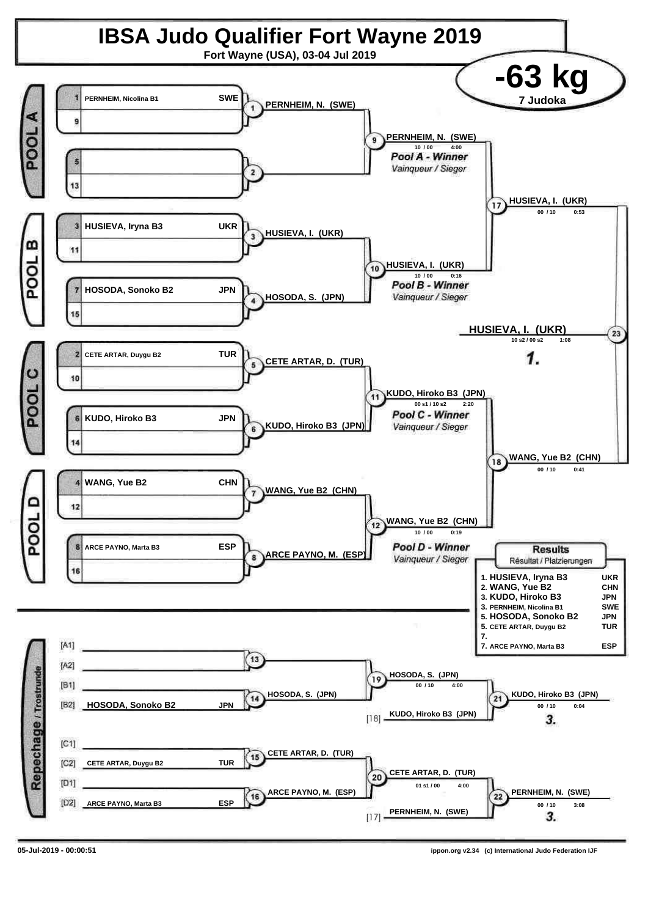# IBSA Judo Qualifier Fort Wayne 2019

Fort Wayne (USA), 03-04 Jul 2019

## -63 kg

7 Judoka

### POOL A

| Seed | Name | Country |
|---|---|---|
| 1 | PERNHEIM, Nicolina B1 | SWE |
| 9 | | |
| 5 | | |
| 13 | | |

- 1: PERNHEIM, N. (SWE)
- 2:
- 9: PERNHEIM, N. (SWE) — 10 / 00 — 4:00

*Pool A - Winner*
*Vainqueur / Sieger*

### POOL B

| Seed | Name | Country |
|---|---|---|
| 3 | HUSIEVA, Iryna B3 | UKR |
| 11 | | |
| 7 | HOSODA, Sonoko B2 | JPN |
| 15 | | |

- 3: HUSIEVA, I. (UKR)
- 4: HOSODA, S. (JPN)
- 10: HUSIEVA, I. (UKR) — 10 / 00 — 0:16

*Pool B - Winner*
*Vainqueur / Sieger*

- 17: HUSIEVA, I. (UKR) — 00 / 10 — 0:53

### POOL C

| Seed | Name | Country |
|---|---|---|
| 2 | CETE ARTAR, Duygu B2 | TUR |
| 10 | | |
| 6 | KUDO, Hiroko B3 | JPN |
| 14 | | |

- 5: CETE ARTAR, D. (TUR)
- 6: KUDO, Hiroko B3 (JPN)
- 11: KUDO, Hiroko B3 (JPN) — 00 s1 / 10 s2 — 2:20

*Pool C - Winner*
*Vainqueur / Sieger*

### POOL D

| Seed | Name | Country |
|---|---|---|
| 4 | WANG, Yue B2 | CHN |
| 12 | | |
| 8 | ARCE PAYNO, Marta B3 | ESP |
| 16 | | |

- 7: WANG, Yue B2 (CHN)
- 8: ARCE PAYNO, M. (ESP)
- 12: WANG, Yue B2 (CHN) — 10 / 00 — 0:19

*Pool D - Winner*
*Vainqueur / Sieger*

- 18: WANG, Yue B2 (CHN) — 00 / 10 — 0:41

### Final

- 23: **HUSIEVA, I. (UKR)** — 10 s2 / 00 s2 — 1:08 — *1.*

### Results

Résultat / Platzierungen

| Place | Name | Country |
|---|---|---|
| 1. | HUSIEVA, Iryna B3 | UKR |
| 2. | WANG, Yue B2 | CHN |
| 3. | KUDO, Hiroko B3 | JPN |
| 3. | PERNHEIM, Nicolina B1 | SWE |
| 5. | HOSODA, Sonoko B2 | JPN |
| 5. | CETE ARTAR, Duygu B2 | TUR |
| 7. | | |
| 7. | ARCE PAYNO, Marta B3 | ESP |

### Repechage / Trostrunde

| Slot | Name | Country |
|---|---|---|
| [A1] | | |
| [A2] | | |
| [B1] | | |
| [B2] | HOSODA, Sonoko B2 | JPN |
| [C1] | | |
| [C2] | CETE ARTAR, Duygu B2 | TUR |
| [D1] | | |
| [D2] | ARCE PAYNO, Marta B3 | ESP |

- 13:
- 14: HOSODA, S. (JPN)
- 19: HOSODA, S. (JPN) — 00 / 10 — 4:00
- [18] KUDO, Hiroko B3 (JPN)
- 21: KUDO, Hiroko B3 (JPN) — 00 / 10 — 0:04 — *3.*
- 15: CETE ARTAR, D. (TUR)
- 16: ARCE PAYNO, M. (ESP)
- 20: CETE ARTAR, D. (TUR) — 01 s1 / 00 — 4:00
- [17] PERNHEIM, N. (SWE)
- 22: PERNHEIM, N. (SWE) — 00 / 10 — 3:08 — *3.*

05-Jul-2019 - 00:00:51

ippon.org v2.34 (c) International Judo Federation IJF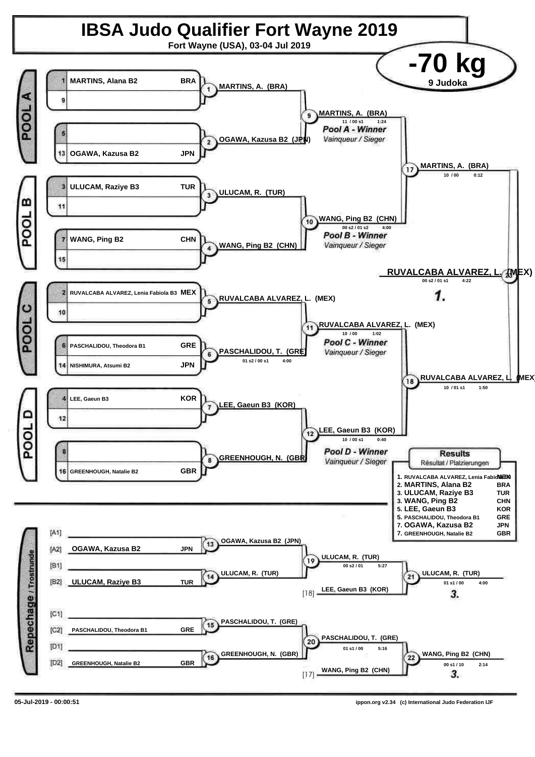# IBSA Judo Qualifier Fort Wayne 2019

Fort Wayne (USA), 03-04 Jul 2019

## -70 kg

9 Judoka

### POOL A

| Seed | Name | Nation |
|---|---|---|
| 1 | MARTINS, Alana B2 | BRA |
| 9 | | |
| 5 | | |
| 13 | OGAWA, Kazusa B2 | JPN |

- Contest 1: MARTINS, A. (BRA)
- Contest 2: OGAWA, Kazusa B2 (JPN)
- Contest 9: MARTINS, A. (BRA) — 11 / 00 s1 — 1:24

*Pool A - Winner*
*Vainqueur / Sieger*

### POOL B

| Seed | Name | Nation |
|---|---|---|
| 3 | ULUCAM, Raziye B3 | TUR |
| 11 | | |
| 7 | WANG, Ping B2 | CHN |
| 15 | | |

- Contest 3: ULUCAM, R. (TUR)
- Contest 4: WANG, Ping B2 (CHN)
- Contest 10: WANG, Ping B2 (CHN) — 00 s2 / 01 s2 — 4:00

*Pool B - Winner*
*Vainqueur / Sieger*

### POOL C

| Seed | Name | Nation |
|---|---|---|
| 2 | RUVALCABA ALVAREZ, Lenia Fabiola B3 | MEX |
| 10 | | |
| 6 | PASCHALIDOU, Theodora B1 | GRE |
| 14 | NISHIMURA, Atsumi B2 | JPN |

- Contest 5: RUVALCABA ALVAREZ, L. (MEX)
- Contest 6: PASCHALIDOU, T. (GRE) — 01 s2 / 00 s1 — 4:00
- Contest 11: RUVALCABA ALVAREZ, L. (MEX) — 10 / 00 — 1:02

*Pool C - Winner*
*Vainqueur / Sieger*

### POOL D

| Seed | Name | Nation |
|---|---|---|
| 4 | LEE, Gaeun B3 | KOR |
| 12 | | |
| 8 | | |
| 16 | GREENHOUGH, Natalie B2 | GBR |

- Contest 7: LEE, Gaeun B3 (KOR)
- Contest 8: GREENHOUGH, N. (GBR)
- Contest 12: LEE, Gaeun B3 (KOR) — 10 / 00 s1 — 0:40

*Pool D - Winner*
*Vainqueur / Sieger*

### Semi-finals and Final

- Contest 17: MARTINS, A. (BRA) — 10 / 00 — 0:12
- Contest 18: RUVALCABA ALVAREZ, L. (MEX) — 10 / 01 s1 — 1:50
- Contest 20 (Final): RUVALCABA ALVAREZ, L. (MEX) — 00 s2 / 01 s1 — 4:22 — **1.**

### Repechage / Trostrunde

| Slot | Name | Nation |
|---|---|---|
| [A1] | | |
| [A2] | OGAWA, Kazusa B2 | JPN |
| [B1] | | |
| [B2] | ULUCAM, Raziye B3 | TUR |
| [C1] | | |
| [C2] | PASCHALIDOU, Theodora B1 | GRE |
| [D1] | | |
| [D2] | GREENHOUGH, Natalie B2 | GBR |

- Contest 13: OGAWA, Kazusa B2 (JPN)
- Contest 14: ULUCAM, R. (TUR)
- Contest 19: ULUCAM, R. (TUR) — 00 s2 / 01 — 5:27
- Contest 21: ULUCAM, R. (TUR) vs [18] LEE, Gaeun B3 (KOR) — winner ULUCAM, R. (TUR) — 01 s1 / 00 — 4:00 — **3.**
- Contest 15: PASCHALIDOU, T. (GRE)
- Contest 16: GREENHOUGH, N. (GBR)
- Contest 20: PASCHALIDOU, T. (GRE) — 01 s1 / 00 — 5:16
- Contest 22: PASCHALIDOU, T. (GRE) vs [17] WANG, Ping B2 (CHN) — winner WANG, Ping B2 (CHN) — 00 s1 / 10 — 2:14 — **3.**

### Results

Résultat / Platzierungen

| Place | Name | Nation |
|---|---|---|
| 1. | RUVALCABA ALVAREZ, Lenia Fabiola B3 | MEX |
| 2. | MARTINS, Alana B2 | BRA |
| 3. | ULUCAM, Raziye B3 | TUR |
| 3. | WANG, Ping B2 | CHN |
| 5. | LEE, Gaeun B3 | KOR |
| 5. | PASCHALIDOU, Theodora B1 | GRE |
| 7. | OGAWA, Kazusa B2 | JPN |
| 7. | GREENHOUGH, Natalie B2 | GBR |

05-Jul-2019 - 00:00:51

ippon.org v2.34 (c) International Judo Federation IJF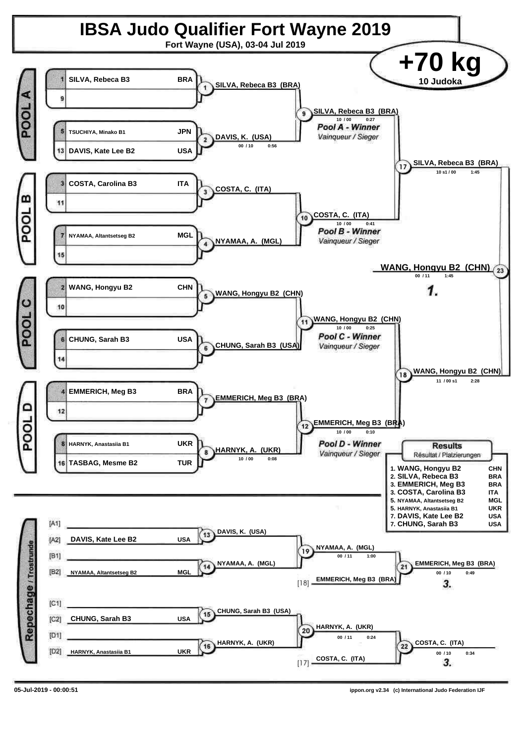# IBSA Judo Qualifier Fort Wayne 2019

**Fort Wayne (USA), 03-04 Jul 2019**

## +70 kg

10 Judoka

### POOL A

| Seed | Name | Nation |
|---|---|---|
| 1 | SILVA, Rebeca B3 | BRA |
| 9 | | |
| 5 | TSUCHIYA, Minako B1 | JPN |
| 13 | DAVIS, Kate Lee B2 | USA |

- Contest 1: SILVA, Rebeca B3 (BRA)
- Contest 2: DAVIS, K. (USA) — 00 / 10 — 0:56
- Contest 9: SILVA, Rebeca B3 (BRA) — 10 / 00 — 0:27 — *Pool A - Winner* / *Vainqueur / Sieger*

### POOL B

| Seed | Name | Nation |
|---|---|---|
| 3 | COSTA, Carolina B3 | ITA |
| 11 | | |
| 7 | NYAMAA, Altantsetseg B2 | MGL |
| 15 | | |

- Contest 3: COSTA, C. (ITA)
- Contest 4: NYAMAA, A. (MGL)
- Contest 10: COSTA, C. (ITA) — 10 / 00 — 0:41 — *Pool B - Winner* / *Vainqueur / Sieger*

### POOL C

| Seed | Name | Nation |
|---|---|---|
| 2 | WANG, Hongyu B2 | CHN |
| 10 | | |
| 6 | CHUNG, Sarah B3 | USA |
| 14 | | |

- Contest 5: WANG, Hongyu B2 (CHN)
- Contest 6: CHUNG, Sarah B3 (USA)
- Contest 11: WANG, Hongyu B2 (CHN) — 10 / 00 — 0:25 — *Pool C - Winner* / *Vainqueur / Sieger*

### POOL D

| Seed | Name | Nation |
|---|---|---|
| 4 | EMMERICH, Meg B3 | BRA |
| 12 | | |
| 8 | HARNYK, Anastasiia B1 | UKR |
| 16 | TASBAG, Mesme B2 | TUR |

- Contest 7: EMMERICH, Meg B3 (BRA)
- Contest 8: HARNYK, A. (UKR) — 10 / 00 — 0:08
- Contest 12: EMMERICH, Meg B3 (BRA) — 10 / 00 — 0:10 — *Pool D - Winner* / *Vainqueur / Sieger*

### Semi-finals and Final

- Contest 17: SILVA, Rebeca B3 (BRA) — 10 s1 / 00 — 1:45
- Contest 18: WANG, Hongyu B2 (CHN) — 11 / 00 s1 — 2:28
- Contest 23: WANG, Hongyu B2 (CHN) — 00 / 11 — 1:45 — **1.**

### Repechage / Trostrunde

| | Name | Nation |
|---|---|---|
| [A1] | | |
| [A2] | DAVIS, Kate Lee B2 | USA |
| [B1] | | |
| [B2] | NYAMAA, Altantsetseg B2 | MGL |
| [C1] | | |
| [C2] | CHUNG, Sarah B3 | USA |
| [D1] | | |
| [D2] | HARNYK, Anastasiia B1 | UKR |

- Contest 13: DAVIS, K. (USA)
- Contest 14: NYAMAA, A. (MGL)
- Contest 19: NYAMAA, A. (MGL) — 00 / 11 — 1:00
- Contest 21: EMMERICH, Meg B3 (BRA) [18] — 00 / 10 — 0:49 — **3.**
- Contest 15: CHUNG, Sarah B3 (USA)
- Contest 16: HARNYK, A. (UKR)
- Contest 20: HARNYK, A. (UKR) — 00 / 11 — 0:24
- Contest 22: COSTA, C. (ITA) [17] — 00 / 10 — 0:34 — **3.**

### Results

Résultat / Platzierungen

| Place | Name | Nation |
|---|---|---|
| 1. | WANG, Hongyu B2 | CHN |
| 2. | SILVA, Rebeca B3 | BRA |
| 3. | EMMERICH, Meg B3 | BRA |
| 3. | COSTA, Carolina B3 | ITA |
| 5. | NYAMAA, Altantsetseg B2 | MGL |
| 5. | HARNYK, Anastasiia B1 | UKR |
| 7. | DAVIS, Kate Lee B2 | USA |
| 7. | CHUNG, Sarah B3 | USA |

05-Jul-2019 - 00:00:51

ippon.org v2.34 (c) International Judo Federation IJF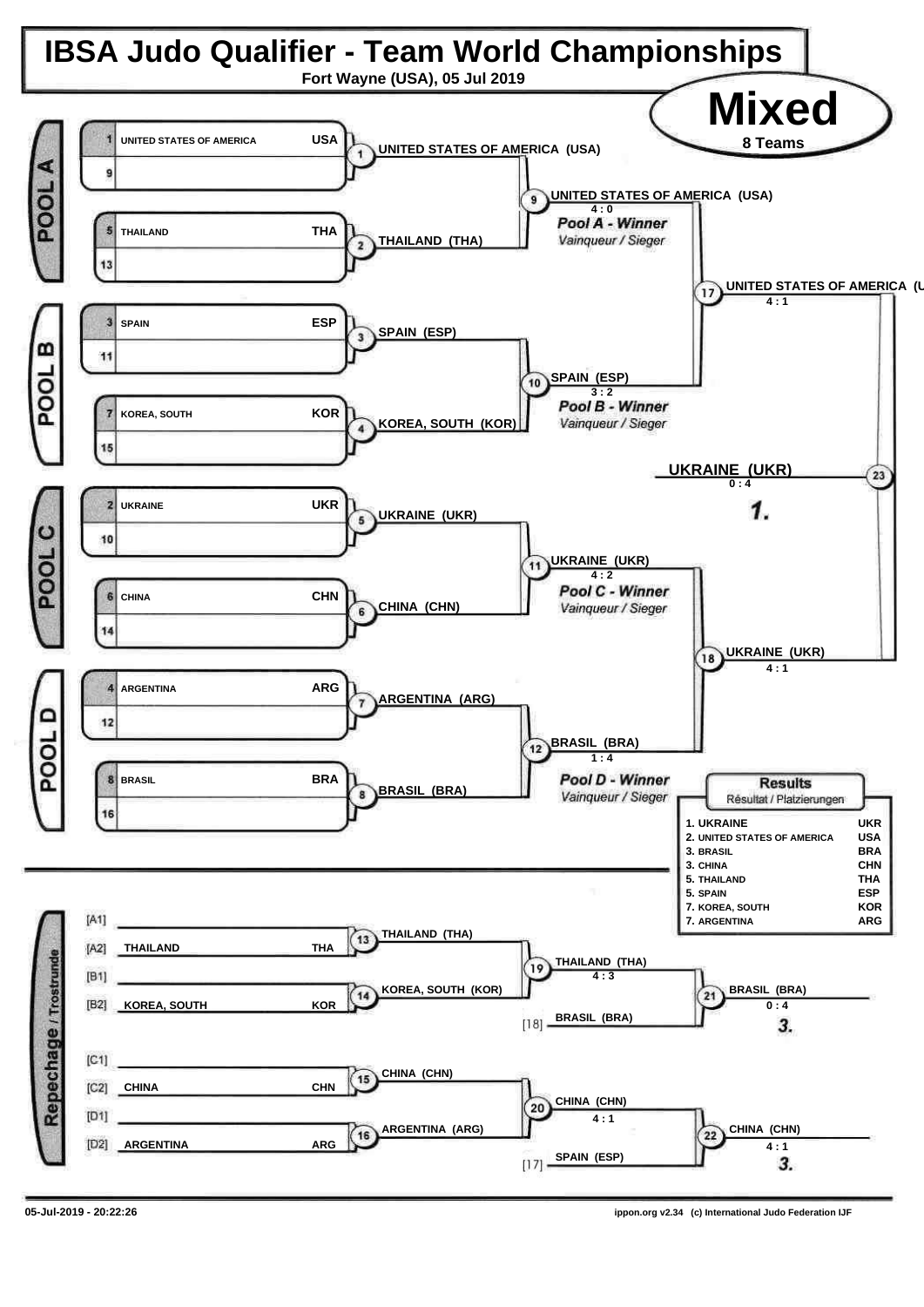# IBSA Judo Qualifier - Team World Championships

**Fort Wayne (USA), 05 Jul 2019**

**Mixed**

**8 Teams**

## POOL A

1 UNITED STATES OF AMERICA USA
9

5 THAILAND THA
13

1 UNITED STATES OF AMERICA (USA)
2 THAILAND (THA)

9 UNITED STATES OF AMERICA (USA)
4 : 0
*Pool A - Winner*
*Vainqueur / Sieger*

## POOL B

3 SPAIN ESP
11

7 KOREA, SOUTH KOR
15

3 SPAIN (ESP)
4 KOREA, SOUTH (KOR)

10 SPAIN (ESP)
3 : 2
*Pool B - Winner*
*Vainqueur / Sieger*

17 UNITED STATES OF AMERICA (USA)
4 : 1

## POOL C

2 UKRAINE UKR
10

6 CHINA CHN
14

5 UKRAINE (UKR)
6 CHINA (CHN)

11 UKRAINE (UKR)
4 : 2
*Pool C - Winner*
*Vainqueur / Sieger*

## POOL D

4 ARGENTINA ARG
12

8 BRASIL BRA
16

7 ARGENTINA (ARG)
8 BRASIL (BRA)

12 BRASIL (BRA)
1 : 4
*Pool D - Winner*
*Vainqueur / Sieger*

18 UKRAINE (UKR)
4 : 1

23 UKRAINE (UKR)
0 : 4
1.

## Results

Résultat / Platzierungen

| | | |
|---|---|---|
| 1. | UKRAINE | UKR |
| 2. | UNITED STATES OF AMERICA | USA |
| 3. | BRASIL | BRA |
| 3. | CHINA | CHN |
| 5. | THAILAND | THA |
| 5. | SPAIN | ESP |
| 7. | KOREA, SOUTH | KOR |
| 7. | ARGENTINA | ARG |

## Repechage / Trostrunde

[A1]
[A2] THAILAND THA
[B1]
[B2] KOREA, SOUTH KOR

13 THAILAND (THA)
14 KOREA, SOUTH (KOR)

19 THAILAND (THA)
4 : 3

[18] BRASIL (BRA)

21 BRASIL (BRA)
0 : 4
3.

[C1]
[C2] CHINA CHN
[D1]
[D2] ARGENTINA ARG

15 CHINA (CHN)
16 ARGENTINA (ARG)

20 CHINA (CHN)
4 : 1

[17] SPAIN (ESP)

22 CHINA (CHN)
4 : 1
3.

05-Jul-2019 - 20:22:26

ippon.org v2.34 (c) International Judo Federation IJF